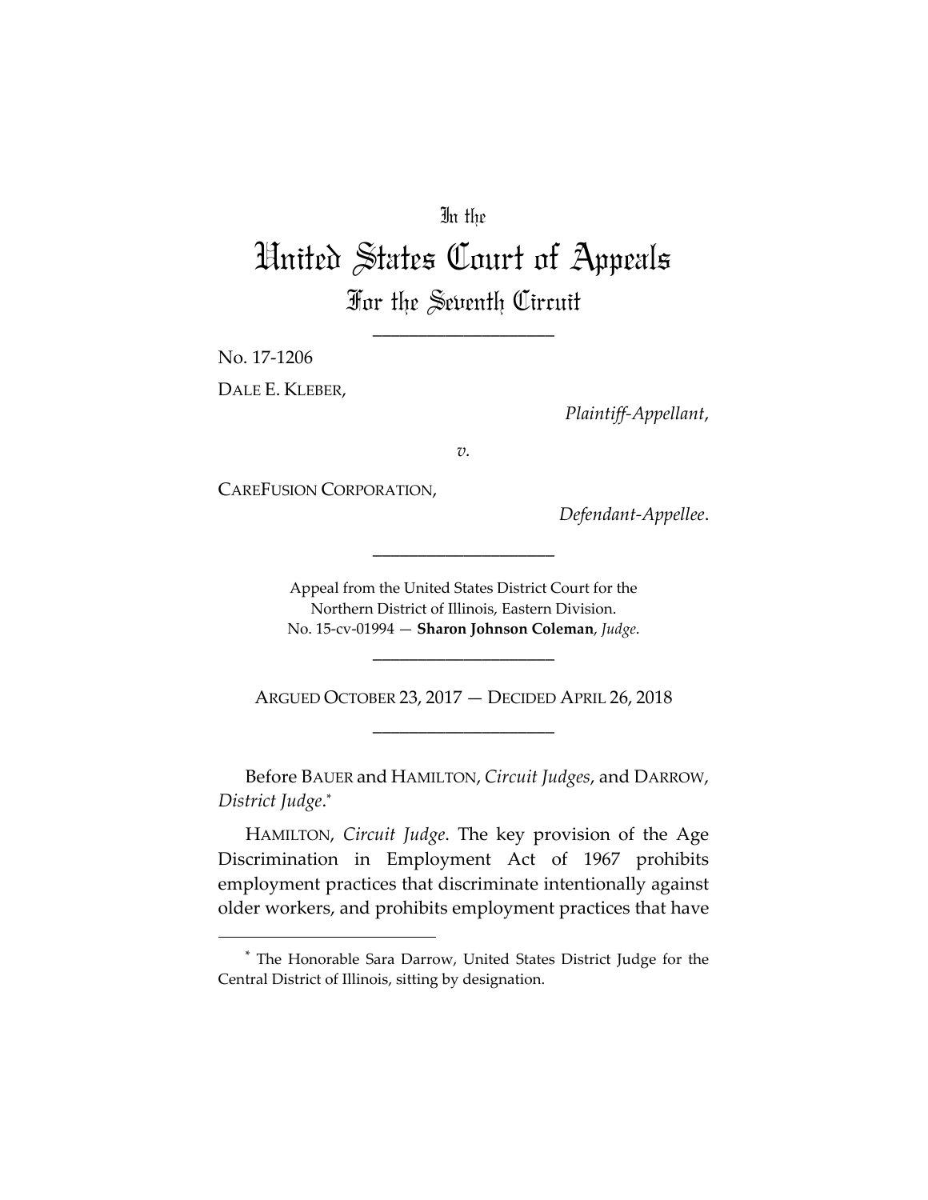In the

# United States Court of Appeals

## For the Seventh Circuit

____________________

No. 17-1206

DALE E. KLEBER,

*Plaintiff-Appellant*,

*v.*

CAREFUSION CORPORATION,

*Defendant-Appellee*.

____________________

Appeal from the United States District Court for the Northern District of Illinois, Eastern Division.
No. 15-cv-01994 — **Sharon Johnson Coleman**, *Judge*.

____________________

ARGUED OCTOBER 23, 2017 — DECIDED APRIL 26, 2018

____________________

Before BAUER and HAMILTON, *Circuit Judges*, and DARROW, *District Judge*.*

HAMILTON, *Circuit Judge*. The key provision of the Age Discrimination in Employment Act of 1967 prohibits employment practices that discriminate intentionally against older workers, and prohibits employment practices that have

---

* The Honorable Sara Darrow, United States District Judge for the Central District of Illinois, sitting by designation.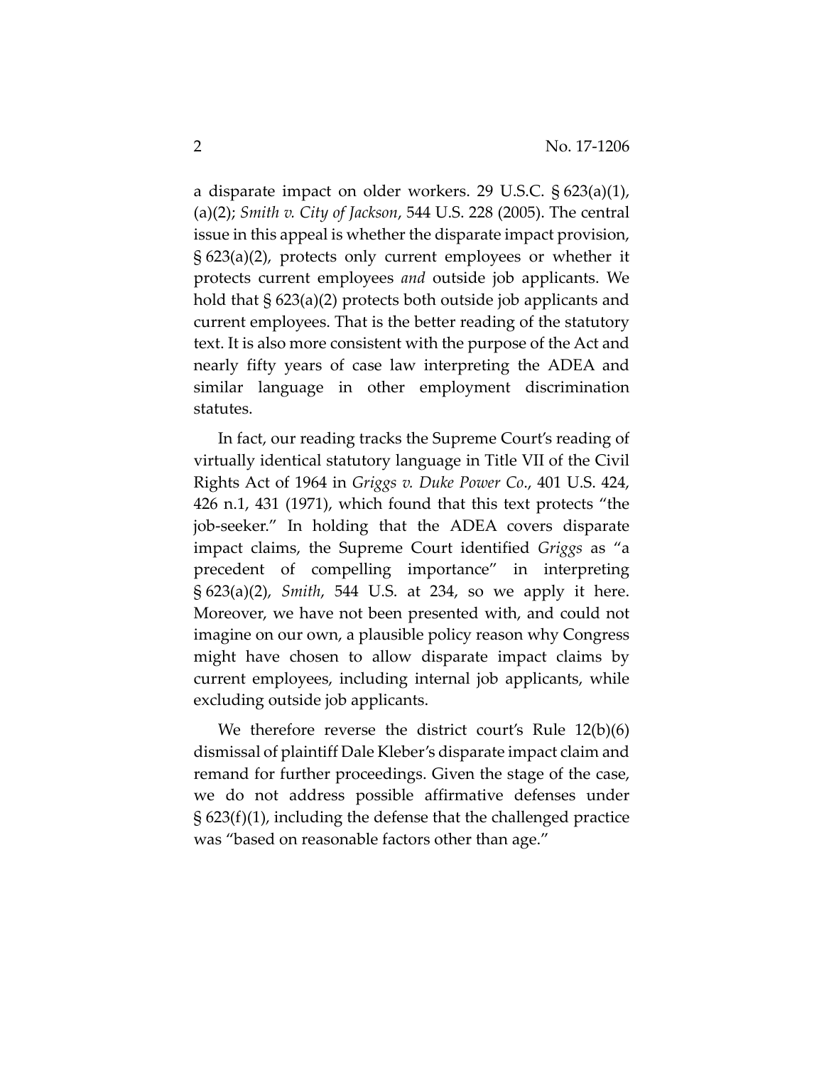a disparate impact on older workers. 29 U.S.C. § 623(a)(1), (a)(2); *Smith v. City of Jackson*, 544 U.S. 228 (2005). The central issue in this appeal is whether the disparate impact provision, § 623(a)(2), protects only current employees or whether it protects current employees *and* outside job applicants. We hold that § 623(a)(2) protects both outside job applicants and current employees. That is the better reading of the statutory text. It is also more consistent with the purpose of the Act and nearly fifty years of case law interpreting the ADEA and similar language in other employment discrimination statutes.

In fact, our reading tracks the Supreme Court's reading of virtually identical statutory language in Title VII of the Civil Rights Act of 1964 in *Griggs v. Duke Power Co.*, 401 U.S. 424, 426 n.1, 431 (1971), which found that this text protects "the job-seeker." In holding that the ADEA covers disparate impact claims, the Supreme Court identified *Griggs* as "a precedent of compelling importance" in interpreting § 623(a)(2), *Smith*, 544 U.S. at 234, so we apply it here. Moreover, we have not been presented with, and could not imagine on our own, a plausible policy reason why Congress might have chosen to allow disparate impact claims by current employees, including internal job applicants, while excluding outside job applicants.

We therefore reverse the district court's Rule 12(b)(6) dismissal of plaintiff Dale Kleber's disparate impact claim and remand for further proceedings. Given the stage of the case, we do not address possible affirmative defenses under § 623(f)(1), including the defense that the challenged practice was "based on reasonable factors other than age."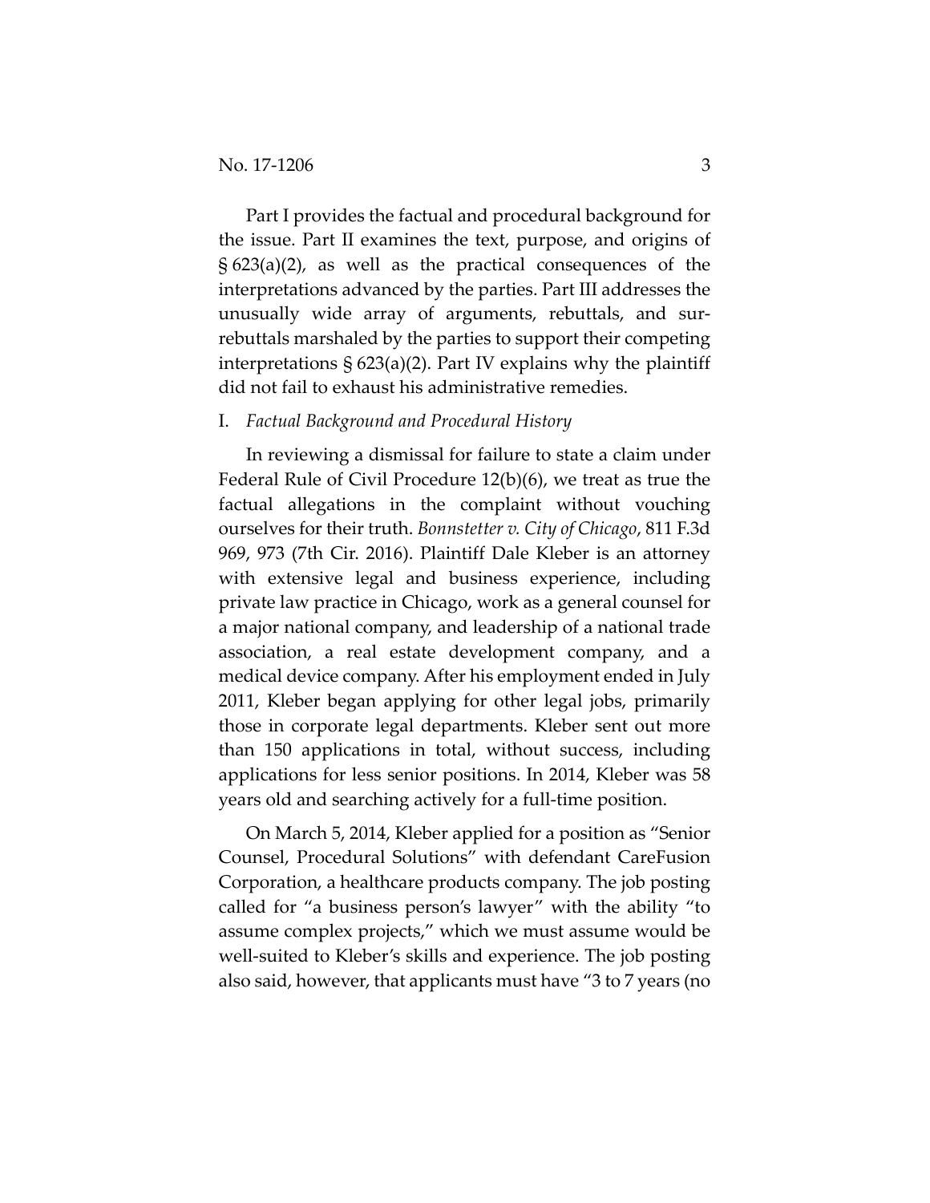Part I provides the factual and procedural background for the issue. Part II examines the text, purpose, and origins of § 623(a)(2), as well as the practical consequences of the interpretations advanced by the parties. Part III addresses the unusually wide array of arguments, rebuttals, and sur-rebuttals marshaled by the parties to support their competing interpretations § 623(a)(2). Part IV explains why the plaintiff did not fail to exhaust his administrative remedies.

## I. *Factual Background and Procedural History*

In reviewing a dismissal for failure to state a claim under Federal Rule of Civil Procedure 12(b)(6), we treat as true the factual allegations in the complaint without vouching ourselves for their truth. *Bonnstetter v. City of Chicago*, 811 F.3d 969, 973 (7th Cir. 2016). Plaintiff Dale Kleber is an attorney with extensive legal and business experience, including private law practice in Chicago, work as a general counsel for a major national company, and leadership of a national trade association, a real estate development company, and a medical device company. After his employment ended in July 2011, Kleber began applying for other legal jobs, primarily those in corporate legal departments. Kleber sent out more than 150 applications in total, without success, including applications for less senior positions. In 2014, Kleber was 58 years old and searching actively for a full-time position.

On March 5, 2014, Kleber applied for a position as "Senior Counsel, Procedural Solutions" with defendant CareFusion Corporation, a healthcare products company. The job posting called for "a business person's lawyer" with the ability "to assume complex projects," which we must assume would be well-suited to Kleber's skills and experience. The job posting also said, however, that applicants must have "3 to 7 years (no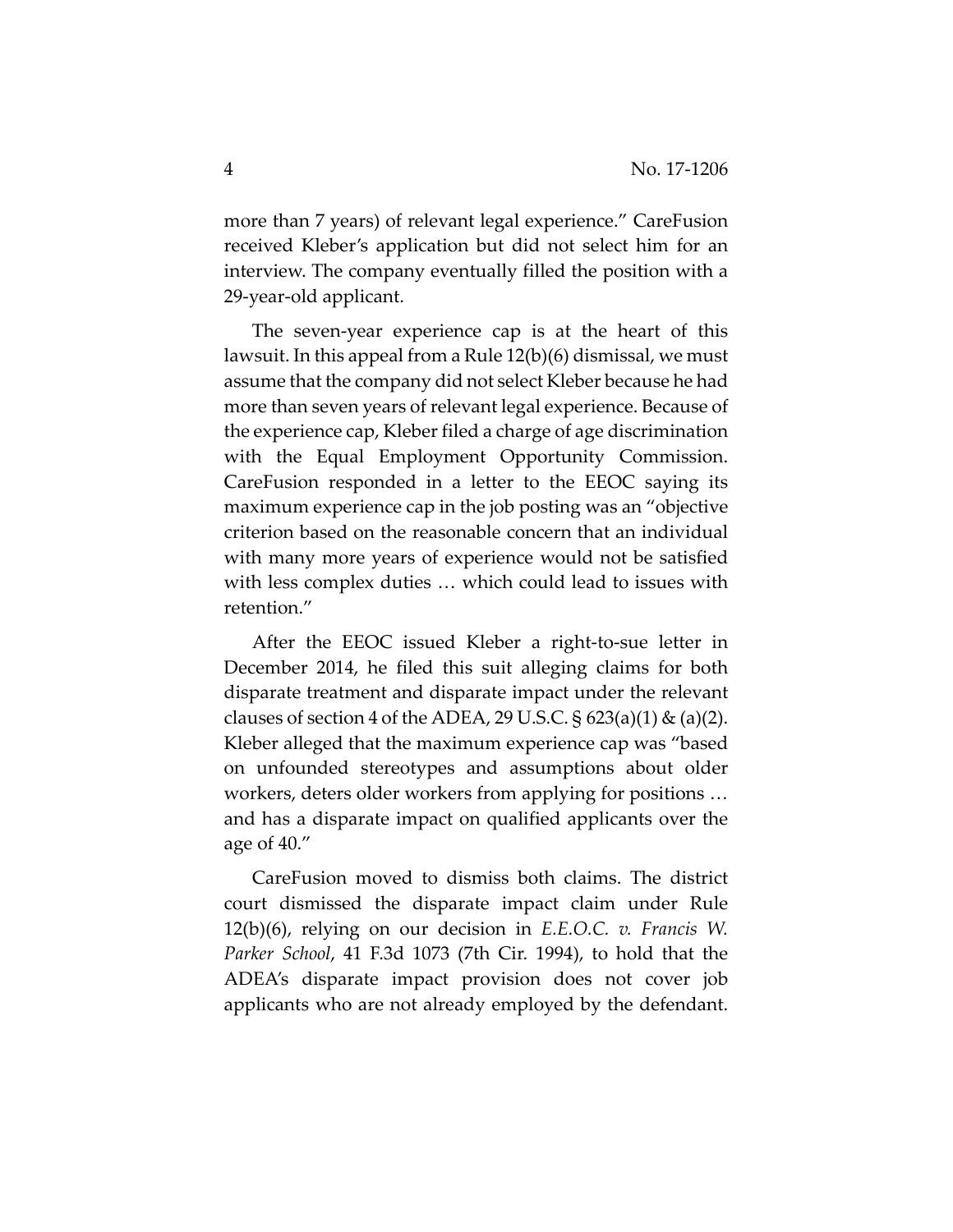more than 7 years) of relevant legal experience." CareFusion received Kleber's application but did not select him for an interview. The company eventually filled the position with a 29-year-old applicant.

The seven-year experience cap is at the heart of this lawsuit. In this appeal from a Rule 12(b)(6) dismissal, we must assume that the company did not select Kleber because he had more than seven years of relevant legal experience. Because of the experience cap, Kleber filed a charge of age discrimination with the Equal Employment Opportunity Commission. CareFusion responded in a letter to the EEOC saying its maximum experience cap in the job posting was an "objective criterion based on the reasonable concern that an individual with many more years of experience would not be satisfied with less complex duties … which could lead to issues with retention."

After the EEOC issued Kleber a right-to-sue letter in December 2014, he filed this suit alleging claims for both disparate treatment and disparate impact under the relevant clauses of section 4 of the ADEA, 29 U.S.C. § 623(a)(1) & (a)(2). Kleber alleged that the maximum experience cap was "based on unfounded stereotypes and assumptions about older workers, deters older workers from applying for positions … and has a disparate impact on qualified applicants over the age of 40."

CareFusion moved to dismiss both claims. The district court dismissed the disparate impact claim under Rule 12(b)(6), relying on our decision in *E.E.O.C. v. Francis W. Parker School*, 41 F.3d 1073 (7th Cir. 1994), to hold that the ADEA's disparate impact provision does not cover job applicants who are not already employed by the defendant.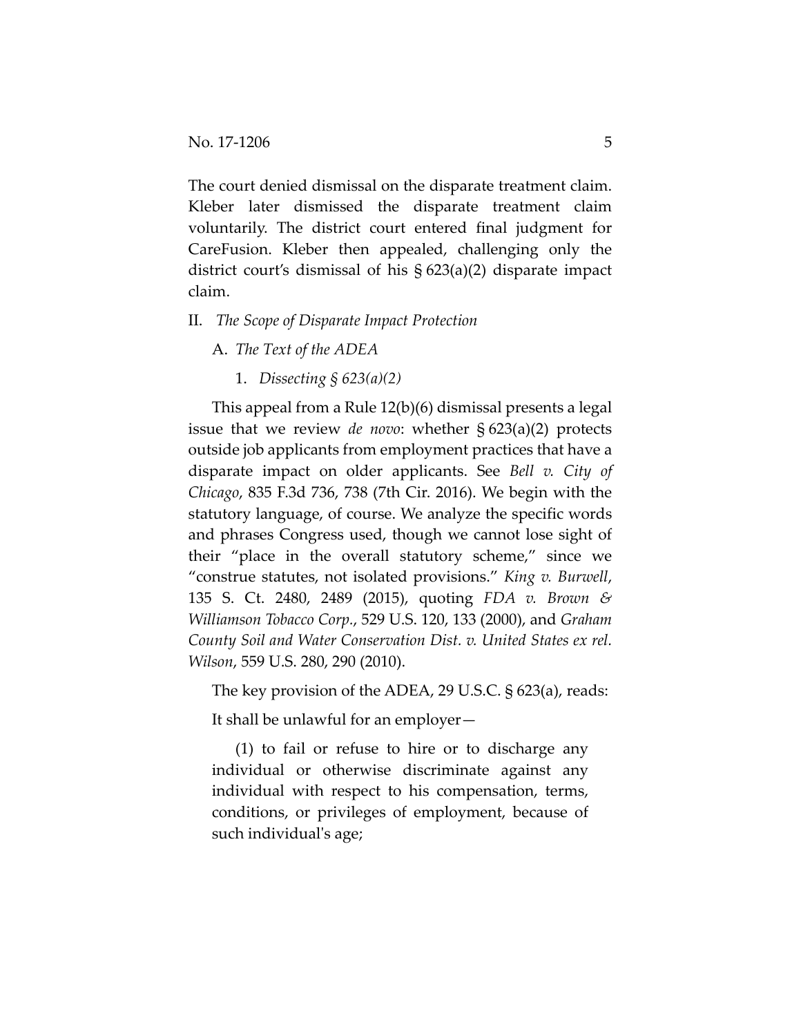The court denied dismissal on the disparate treatment claim. Kleber later dismissed the disparate treatment claim voluntarily. The district court entered final judgment for CareFusion. Kleber then appealed, challenging only the district court's dismissal of his § 623(a)(2) disparate impact claim.

## II. *The Scope of Disparate Impact Protection*

### A. *The Text of the ADEA*

#### 1. *Dissecting § 623(a)(2)*

This appeal from a Rule 12(b)(6) dismissal presents a legal issue that we review *de novo*: whether § 623(a)(2) protects outside job applicants from employment practices that have a disparate impact on older applicants. See *Bell v. City of Chicago*, 835 F.3d 736, 738 (7th Cir. 2016). We begin with the statutory language, of course. We analyze the specific words and phrases Congress used, though we cannot lose sight of their "place in the overall statutory scheme," since we "construe statutes, not isolated provisions." *King v. Burwell*, 135 S. Ct. 2480, 2489 (2015), quoting *FDA v. Brown & Williamson Tobacco Corp.*, 529 U.S. 120, 133 (2000), and *Graham County Soil and Water Conservation Dist. v. United States ex rel. Wilson*, 559 U.S. 280, 290 (2010).

The key provision of the ADEA, 29 U.S.C. § 623(a), reads:

It shall be unlawful for an employer—

> (1) to fail or refuse to hire or to discharge any individual or otherwise discriminate against any individual with respect to his compensation, terms, conditions, or privileges of employment, because of such individual's age;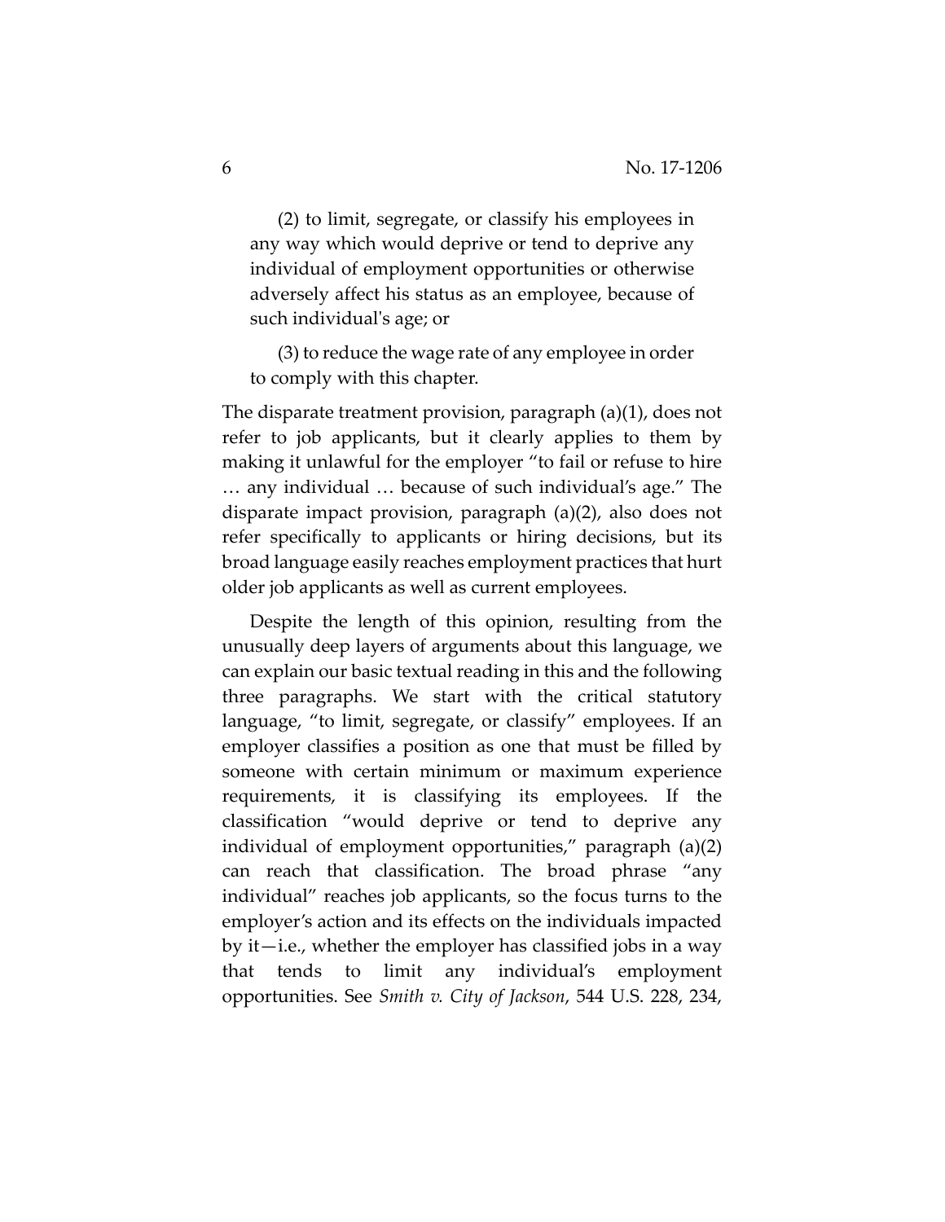(2) to limit, segregate, or classify his employees in any way which would deprive or tend to deprive any individual of employment opportunities or otherwise adversely affect his status as an employee, because of such individual's age; or

(3) to reduce the wage rate of any employee in order to comply with this chapter.

The disparate treatment provision, paragraph (a)(1), does not refer to job applicants, but it clearly applies to them by making it unlawful for the employer "to fail or refuse to hire … any individual … because of such individual's age." The disparate impact provision, paragraph (a)(2), also does not refer specifically to applicants or hiring decisions, but its broad language easily reaches employment practices that hurt older job applicants as well as current employees.

Despite the length of this opinion, resulting from the unusually deep layers of arguments about this language, we can explain our basic textual reading in this and the following three paragraphs. We start with the critical statutory language, "to limit, segregate, or classify" employees. If an employer classifies a position as one that must be filled by someone with certain minimum or maximum experience requirements, it is classifying its employees. If the classification "would deprive or tend to deprive any individual of employment opportunities," paragraph (a)(2) can reach that classification. The broad phrase "any individual" reaches job applicants, so the focus turns to the employer's action and its effects on the individuals impacted by it—i.e., whether the employer has classified jobs in a way that tends to limit any individual's employment opportunities. See *Smith v. City of Jackson*, 544 U.S. 228, 234,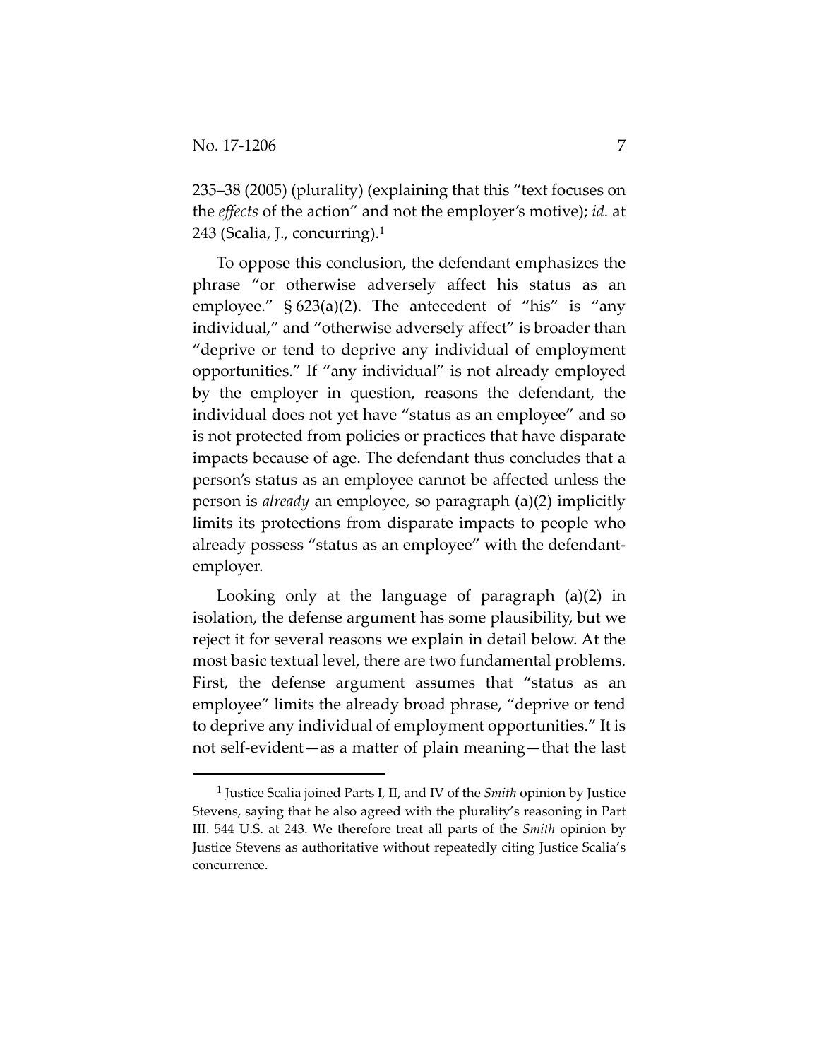235–38 (2005) (plurality) (explaining that this "text focuses on the *effects* of the action" and not the employer's motive); *id.* at 243 (Scalia, J., concurring).[1]

To oppose this conclusion, the defendant emphasizes the phrase "or otherwise adversely affect his status as an employee." § 623(a)(2). The antecedent of "his" is "any individual," and "otherwise adversely affect" is broader than "deprive or tend to deprive any individual of employment opportunities." If "any individual" is not already employed by the employer in question, reasons the defendant, the individual does not yet have "status as an employee" and so is not protected from policies or practices that have disparate impacts because of age. The defendant thus concludes that a person's status as an employee cannot be affected unless the person is *already* an employee, so paragraph (a)(2) implicitly limits its protections from disparate impacts to people who already possess "status as an employee" with the defendant-employer.

Looking only at the language of paragraph (a)(2) in isolation, the defense argument has some plausibility, but we reject it for several reasons we explain in detail below. At the most basic textual level, there are two fundamental problems. First, the defense argument assumes that "status as an employee" limits the already broad phrase, "deprive or tend to deprive any individual of employment opportunities." It is not self-evident—as a matter of plain meaning—that the last

---

[1] Justice Scalia joined Parts I, II, and IV of the *Smith* opinion by Justice Stevens, saying that he also agreed with the plurality's reasoning in Part III. 544 U.S. at 243. We therefore treat all parts of the *Smith* opinion by Justice Stevens as authoritative without repeatedly citing Justice Scalia's concurrence.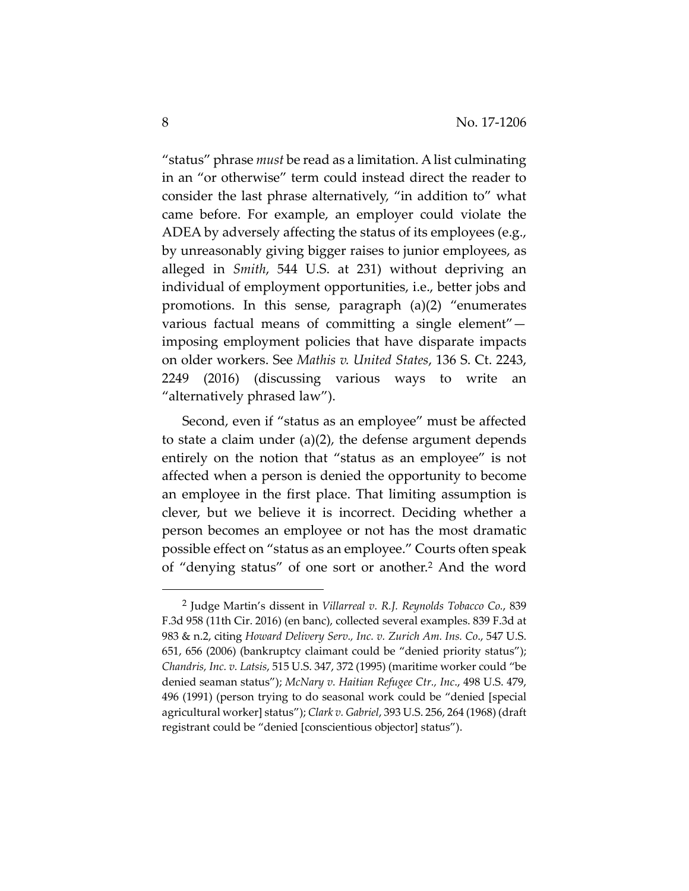"status" phrase *must* be read as a limitation. A list culminating in an "or otherwise" term could instead direct the reader to consider the last phrase alternatively, "in addition to" what came before. For example, an employer could violate the ADEA by adversely affecting the status of its employees (e.g., by unreasonably giving bigger raises to junior employees, as alleged in *Smith*, 544 U.S. at 231) without depriving an individual of employment opportunities, i.e., better jobs and promotions. In this sense, paragraph (a)(2) "enumerates various factual means of committing a single element"—imposing employment policies that have disparate impacts on older workers. See *Mathis v. United States*, 136 S. Ct. 2243, 2249 (2016) (discussing various ways to write an "alternatively phrased law").

Second, even if "status as an employee" must be affected to state a claim under (a)(2), the defense argument depends entirely on the notion that "status as an employee" is not affected when a person is denied the opportunity to become an employee in the first place. That limiting assumption is clever, but we believe it is incorrect. Deciding whether a person becomes an employee or not has the most dramatic possible effect on "status as an employee." Courts often speak of "denying status" of one sort or another.[2] And the word

---

[2] Judge Martin's dissent in *Villarreal v. R.J. Reynolds Tobacco Co.*, 839 F.3d 958 (11th Cir. 2016) (en banc), collected several examples. 839 F.3d at 983 & n.2, citing *Howard Delivery Serv., Inc. v. Zurich Am. Ins. Co.*, 547 U.S. 651, 656 (2006) (bankruptcy claimant could be "denied priority status"); *Chandris, Inc. v. Latsis*, 515 U.S. 347, 372 (1995) (maritime worker could "be denied seaman status"); *McNary v. Haitian Refugee Ctr., Inc.*, 498 U.S. 479, 496 (1991) (person trying to do seasonal work could be "denied [special agricultural worker] status"); *Clark v. Gabriel*, 393 U.S. 256, 264 (1968) (draft registrant could be "denied [conscientious objector] status").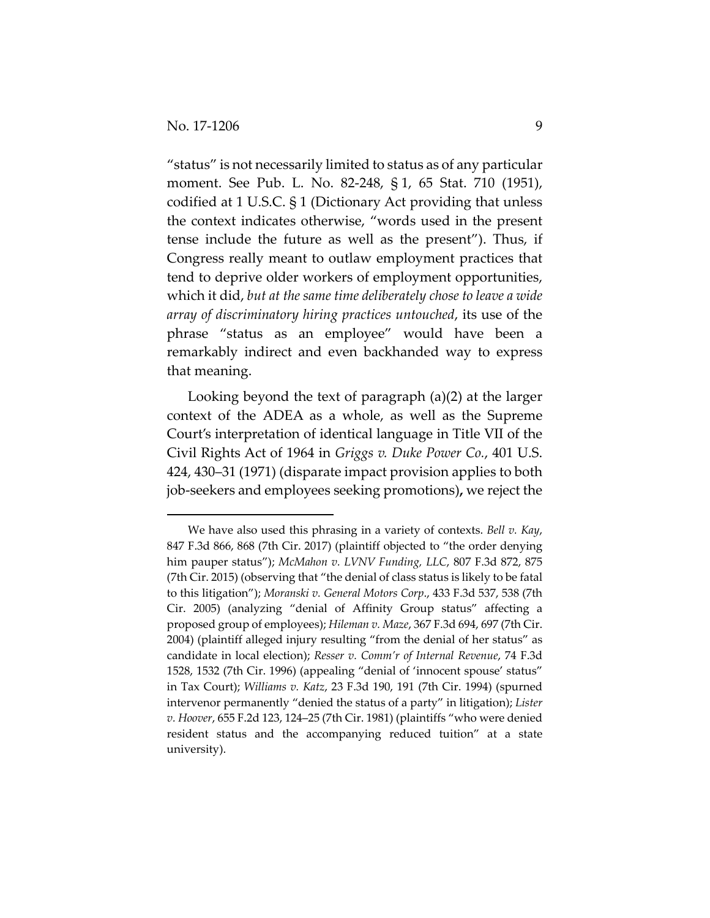"status" is not necessarily limited to status as of any particular moment. See Pub. L. No. 82-248, § 1, 65 Stat. 710 (1951), codified at 1 U.S.C. § 1 (Dictionary Act providing that unless the context indicates otherwise, "words used in the present tense include the future as well as the present"). Thus, if Congress really meant to outlaw employment practices that tend to deprive older workers of employment opportunities, which it did, *but at the same time deliberately chose to leave a wide array of discriminatory hiring practices untouched*, its use of the phrase "status as an employee" would have been a remarkably indirect and even backhanded way to express that meaning.

Looking beyond the text of paragraph (a)(2) at the larger context of the ADEA as a whole, as well as the Supreme Court's interpretation of identical language in Title VII of the Civil Rights Act of 1964 in *Griggs v. Duke Power Co.*, 401 U.S. 424, 430–31 (1971) (disparate impact provision applies to both job-seekers and employees seeking promotions), we reject the

---

We have also used this phrasing in a variety of contexts. *Bell v. Kay*, 847 F.3d 866, 868 (7th Cir. 2017) (plaintiff objected to "the order denying him pauper status"); *McMahon v. LVNV Funding, LLC*, 807 F.3d 872, 875 (7th Cir. 2015) (observing that "the denial of class status is likely to be fatal to this litigation"); *Moranski v. General Motors Corp.*, 433 F.3d 537, 538 (7th Cir. 2005) (analyzing "denial of Affinity Group status" affecting a proposed group of employees); *Hileman v. Maze*, 367 F.3d 694, 697 (7th Cir. 2004) (plaintiff alleged injury resulting "from the denial of her status" as candidate in local election); *Resser v. Comm'r of Internal Revenue*, 74 F.3d 1528, 1532 (7th Cir. 1996) (appealing "denial of 'innocent spouse' status" in Tax Court); *Williams v. Katz*, 23 F.3d 190, 191 (7th Cir. 1994) (spurned intervenor permanently "denied the status of a party" in litigation); *Lister v. Hoover*, 655 F.2d 123, 124–25 (7th Cir. 1981) (plaintiffs "who were denied resident status and the accompanying reduced tuition" at a state university).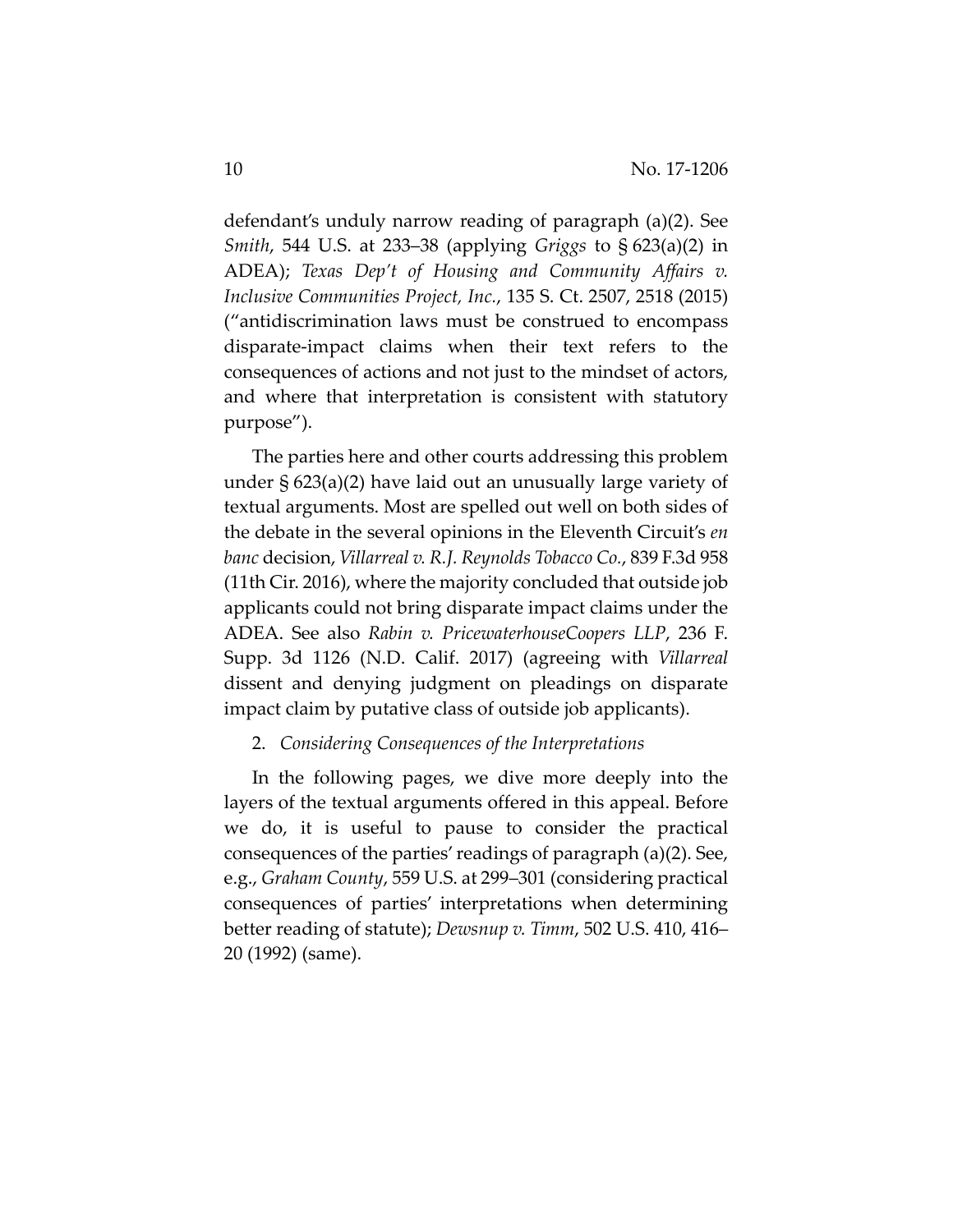defendant's unduly narrow reading of paragraph (a)(2). See *Smith*, 544 U.S. at 233–38 (applying *Griggs* to § 623(a)(2) in ADEA); *Texas Dep't of Housing and Community Affairs v. Inclusive Communities Project, Inc.*, 135 S. Ct. 2507, 2518 (2015) ("antidiscrimination laws must be construed to encompass disparate-impact claims when their text refers to the consequences of actions and not just to the mindset of actors, and where that interpretation is consistent with statutory purpose").

The parties here and other courts addressing this problem under § 623(a)(2) have laid out an unusually large variety of textual arguments. Most are spelled out well on both sides of the debate in the several opinions in the Eleventh Circuit's *en banc* decision, *Villarreal v. R.J. Reynolds Tobacco Co.*, 839 F.3d 958 (11th Cir. 2016), where the majority concluded that outside job applicants could not bring disparate impact claims under the ADEA. See also *Rabin v. PricewaterhouseCoopers LLP*, 236 F. Supp. 3d 1126 (N.D. Calif. 2017) (agreeing with *Villarreal* dissent and denying judgment on pleadings on disparate impact claim by putative class of outside job applicants).

2. *Considering Consequences of the Interpretations*

In the following pages, we dive more deeply into the layers of the textual arguments offered in this appeal. Before we do, it is useful to pause to consider the practical consequences of the parties' readings of paragraph (a)(2). See, e.g., *Graham County*, 559 U.S. at 299–301 (considering practical consequences of parties' interpretations when determining better reading of statute); *Dewsnup v. Timm*, 502 U.S. 410, 416–20 (1992) (same).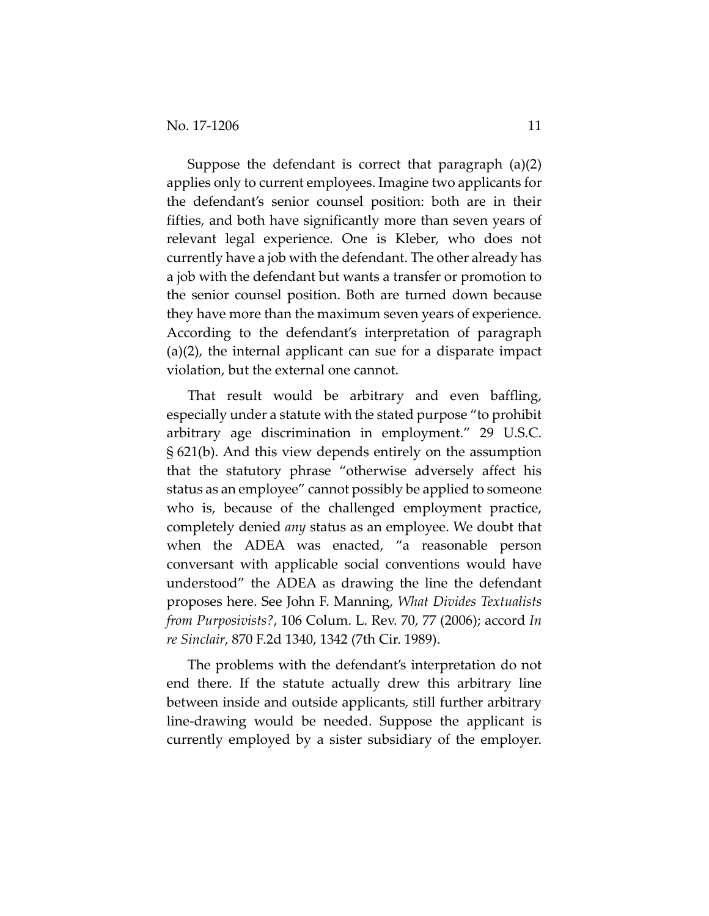Suppose the defendant is correct that paragraph (a)(2) applies only to current employees. Imagine two applicants for the defendant's senior counsel position: both are in their fifties, and both have significantly more than seven years of relevant legal experience. One is Kleber, who does not currently have a job with the defendant. The other already has a job with the defendant but wants a transfer or promotion to the senior counsel position. Both are turned down because they have more than the maximum seven years of experience. According to the defendant's interpretation of paragraph (a)(2), the internal applicant can sue for a disparate impact violation, but the external one cannot.

That result would be arbitrary and even baffling, especially under a statute with the stated purpose "to prohibit arbitrary age discrimination in employment." 29 U.S.C. § 621(b). And this view depends entirely on the assumption that the statutory phrase "otherwise adversely affect his status as an employee" cannot possibly be applied to someone who is, because of the challenged employment practice, completely denied *any* status as an employee. We doubt that when the ADEA was enacted, "a reasonable person conversant with applicable social conventions would have understood" the ADEA as drawing the line the defendant proposes here. See John F. Manning, *What Divides Textualists from Purposivists?*, 106 Colum. L. Rev. 70, 77 (2006); accord *In re Sinclair*, 870 F.2d 1340, 1342 (7th Cir. 1989).

The problems with the defendant's interpretation do not end there. If the statute actually drew this arbitrary line between inside and outside applicants, still further arbitrary line-drawing would be needed. Suppose the applicant is currently employed by a sister subsidiary of the employer.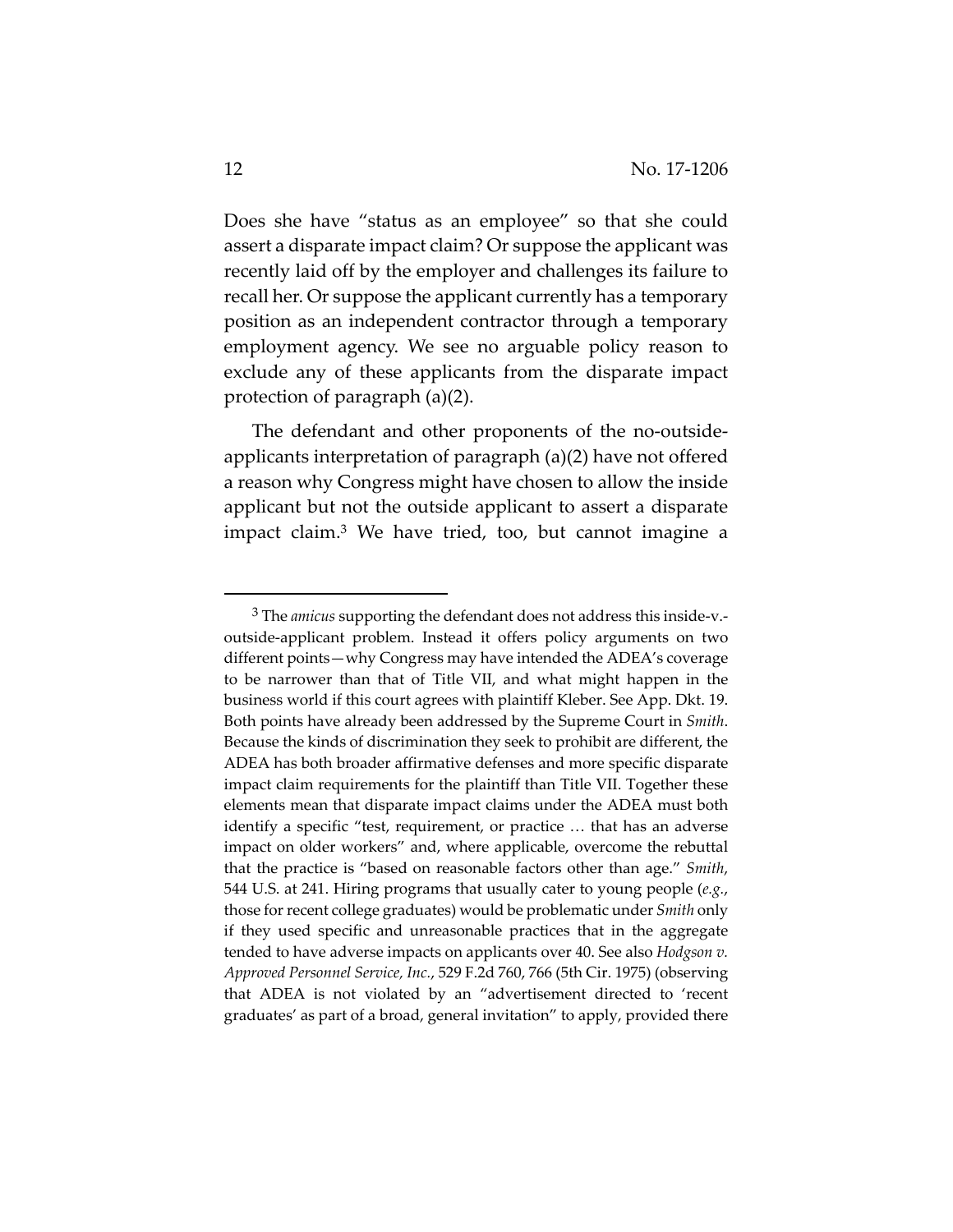Does she have "status as an employee" so that she could assert a disparate impact claim? Or suppose the applicant was recently laid off by the employer and challenges its failure to recall her. Or suppose the applicant currently has a temporary position as an independent contractor through a temporary employment agency. We see no arguable policy reason to exclude any of these applicants from the disparate impact protection of paragraph (a)(2).

The defendant and other proponents of the no-outside-applicants interpretation of paragraph (a)(2) have not offered a reason why Congress might have chosen to allow the inside applicant but not the outside applicant to assert a disparate impact claim.[3] We have tried, too, but cannot imagine a

[3] The *amicus* supporting the defendant does not address this inside-v.-outside-applicant problem. Instead it offers policy arguments on two different points—why Congress may have intended the ADEA's coverage to be narrower than that of Title VII, and what might happen in the business world if this court agrees with plaintiff Kleber. See App. Dkt. 19. Both points have already been addressed by the Supreme Court in *Smith*. Because the kinds of discrimination they seek to prohibit are different, the ADEA has both broader affirmative defenses and more specific disparate impact claim requirements for the plaintiff than Title VII. Together these elements mean that disparate impact claims under the ADEA must both identify a specific "test, requirement, or practice … that has an adverse impact on older workers" and, where applicable, overcome the rebuttal that the practice is "based on reasonable factors other than age." *Smith*, 544 U.S. at 241. Hiring programs that usually cater to young people (*e.g.*, those for recent college graduates) would be problematic under *Smith* only if they used specific and unreasonable practices that in the aggregate tended to have adverse impacts on applicants over 40. See also *Hodgson v. Approved Personnel Service, Inc.*, 529 F.2d 760, 766 (5th Cir. 1975) (observing that ADEA is not violated by an "advertisement directed to 'recent graduates' as part of a broad, general invitation" to apply, provided there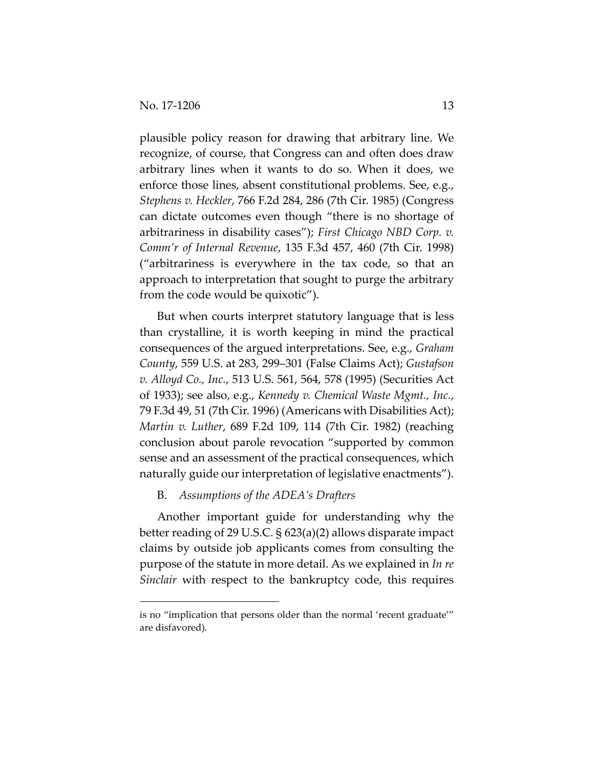plausible policy reason for drawing that arbitrary line. We recognize, of course, that Congress can and often does draw arbitrary lines when it wants to do so. When it does, we enforce those lines, absent constitutional problems. See, e.g., *Stephens v. Heckler*, 766 F.2d 284, 286 (7th Cir. 1985) (Congress can dictate outcomes even though "there is no shortage of arbitrariness in disability cases"); *First Chicago NBD Corp. v. Comm'r of Internal Revenue*, 135 F.3d 457, 460 (7th Cir. 1998) ("arbitrariness is everywhere in the tax code, so that an approach to interpretation that sought to purge the arbitrary from the code would be quixotic").

But when courts interpret statutory language that is less than crystalline, it is worth keeping in mind the practical consequences of the argued interpretations. See, e.g., *Graham County*, 559 U.S. at 283, 299–301 (False Claims Act); *Gustafson v. Alloyd Co., Inc.*, 513 U.S. 561, 564, 578 (1995) (Securities Act of 1933); see also, e.g., *Kennedy v. Chemical Waste Mgmt., Inc.*, 79 F.3d 49, 51 (7th Cir. 1996) (Americans with Disabilities Act); *Martin v. Luther*, 689 F.2d 109, 114 (7th Cir. 1982) (reaching conclusion about parole revocation "supported by common sense and an assessment of the practical consequences, which naturally guide our interpretation of legislative enactments").

### B. *Assumptions of the ADEA's Drafters*

Another important guide for understanding why the better reading of 29 U.S.C. § 623(a)(2) allows disparate impact claims by outside job applicants comes from consulting the purpose of the statute in more detail. As we explained in *In re Sinclair* with respect to the bankruptcy code, this requires

---

is no "implication that persons older than the normal 'recent graduate'" are disfavored).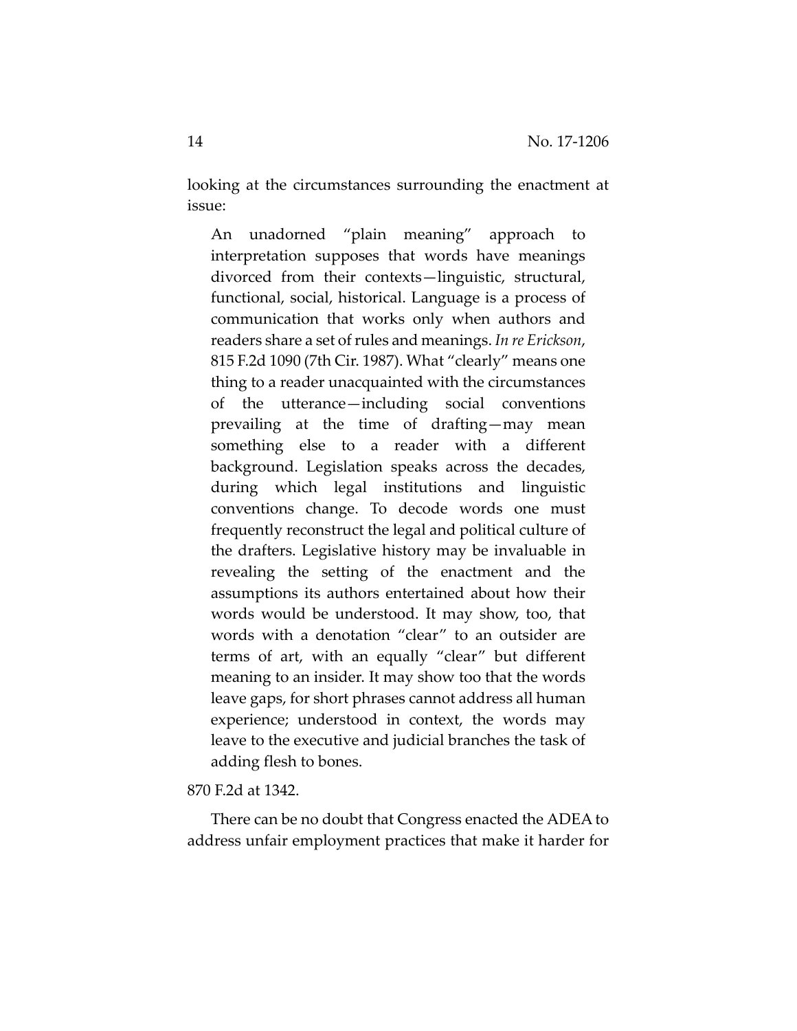looking at the circumstances surrounding the enactment at issue:

> An unadorned "plain meaning" approach to interpretation supposes that words have meanings divorced from their contexts—linguistic, structural, functional, social, historical. Language is a process of communication that works only when authors and readers share a set of rules and meanings. *In re Erickson*, 815 F.2d 1090 (7th Cir. 1987). What "clearly" means one thing to a reader unacquainted with the circumstances of the utterance—including social conventions prevailing at the time of drafting—may mean something else to a reader with a different background. Legislation speaks across the decades, during which legal institutions and linguistic conventions change. To decode words one must frequently reconstruct the legal and political culture of the drafters. Legislative history may be invaluable in revealing the setting of the enactment and the assumptions its authors entertained about how their words would be understood. It may show, too, that words with a denotation "clear" to an outsider are terms of art, with an equally "clear" but different meaning to an insider. It may show too that the words leave gaps, for short phrases cannot address all human experience; understood in context, the words may leave to the executive and judicial branches the task of adding flesh to bones.

870 F.2d at 1342.

There can be no doubt that Congress enacted the ADEA to address unfair employment practices that make it harder for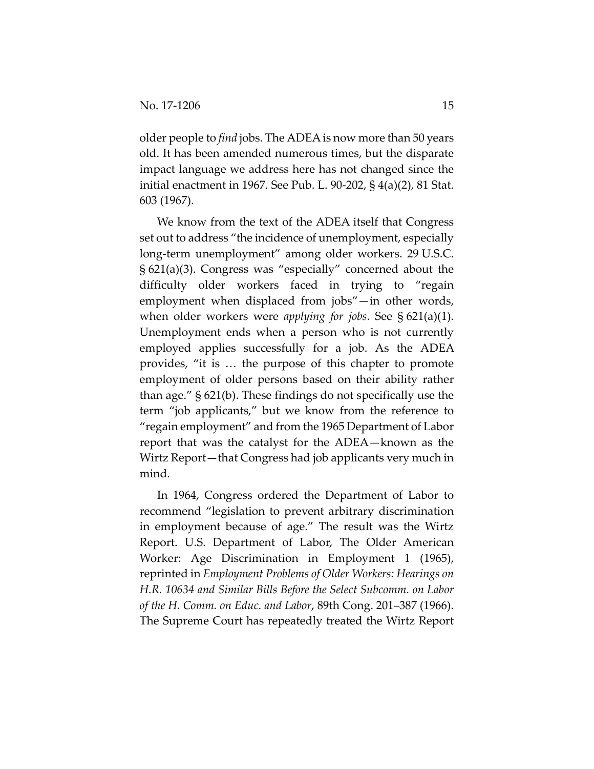older people to *find* jobs. The ADEA is now more than 50 years old. It has been amended numerous times, but the disparate impact language we address here has not changed since the initial enactment in 1967. See Pub. L. 90-202, § 4(a)(2), 81 Stat. 603 (1967).

We know from the text of the ADEA itself that Congress set out to address "the incidence of unemployment, especially long-term unemployment" among older workers. 29 U.S.C. § 621(a)(3). Congress was "especially" concerned about the difficulty older workers faced in trying to "regain employment when displaced from jobs"—in other words, when older workers were *applying for jobs*. See § 621(a)(1). Unemployment ends when a person who is not currently employed applies successfully for a job. As the ADEA provides, "it is … the purpose of this chapter to promote employment of older persons based on their ability rather than age." § 621(b). These findings do not specifically use the term "job applicants," but we know from the reference to "regain employment" and from the 1965 Department of Labor report that was the catalyst for the ADEA—known as the Wirtz Report—that Congress had job applicants very much in mind.

In 1964, Congress ordered the Department of Labor to recommend "legislation to prevent arbitrary discrimination in employment because of age." The result was the Wirtz Report. U.S. Department of Labor, The Older American Worker: Age Discrimination in Employment 1 (1965), reprinted in *Employment Problems of Older Workers: Hearings on H.R. 10634 and Similar Bills Before the Select Subcomm. on Labor of the H. Comm. on Educ. and Labor*, 89th Cong. 201–387 (1966). The Supreme Court has repeatedly treated the Wirtz Report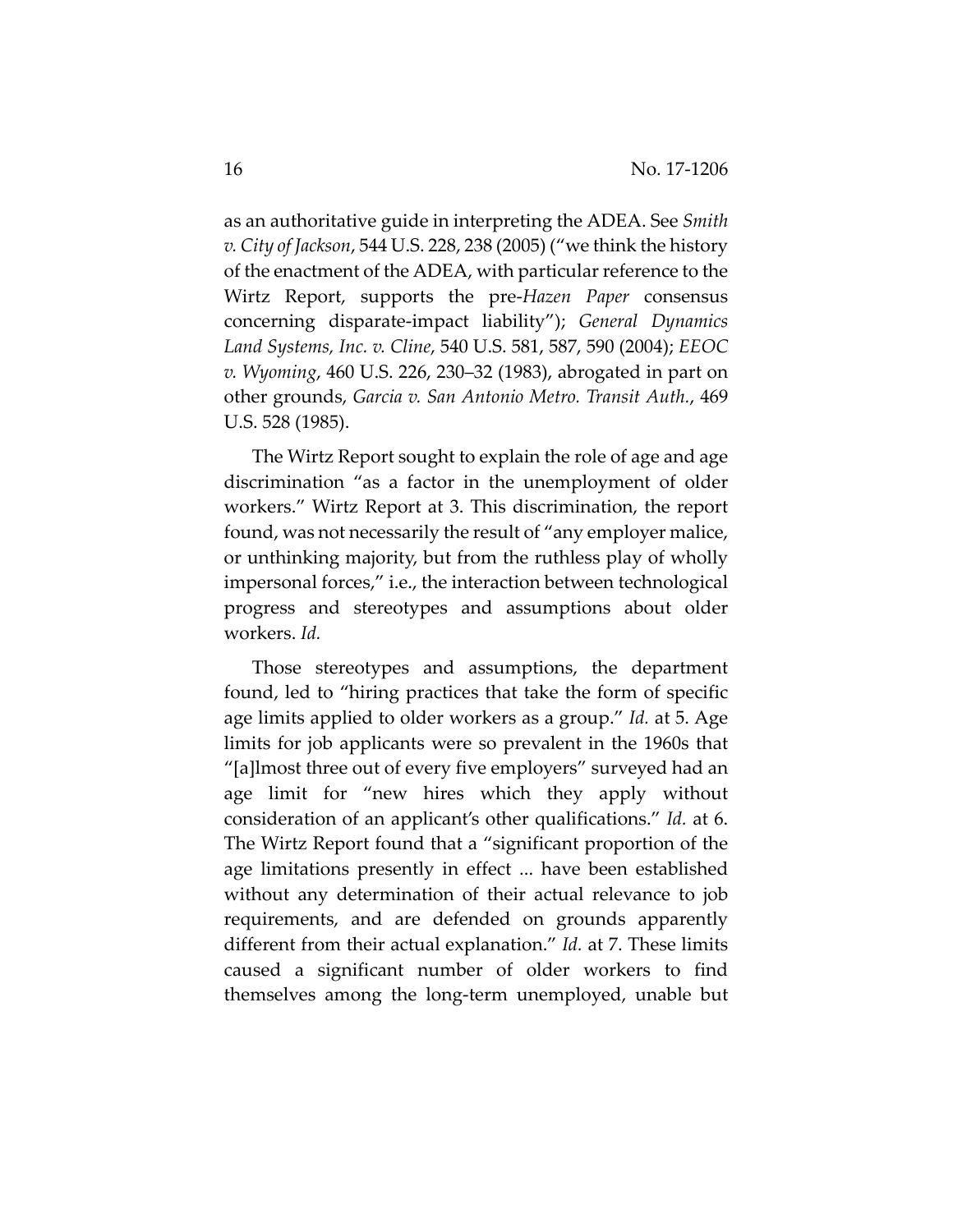as an authoritative guide in interpreting the ADEA. See *Smith v. City of Jackson*, 544 U.S. 228, 238 (2005) ("we think the history of the enactment of the ADEA, with particular reference to the Wirtz Report, supports the pre-*Hazen Paper* consensus concerning disparate-impact liability"); *General Dynamics Land Systems, Inc. v. Cline*, 540 U.S. 581, 587, 590 (2004); *EEOC v. Wyoming*, 460 U.S. 226, 230–32 (1983), abrogated in part on other grounds, *Garcia v. San Antonio Metro. Transit Auth.*, 469 U.S. 528 (1985).

The Wirtz Report sought to explain the role of age and age discrimination "as a factor in the unemployment of older workers." Wirtz Report at 3. This discrimination, the report found, was not necessarily the result of "any employer malice, or unthinking majority, but from the ruthless play of wholly impersonal forces," i.e., the interaction between technological progress and stereotypes and assumptions about older workers. *Id.*

Those stereotypes and assumptions, the department found, led to "hiring practices that take the form of specific age limits applied to older workers as a group." *Id.* at 5. Age limits for job applicants were so prevalent in the 1960s that "[a]lmost three out of every five employers" surveyed had an age limit for "new hires which they apply without consideration of an applicant's other qualifications." *Id.* at 6. The Wirtz Report found that a "significant proportion of the age limitations presently in effect ... have been established without any determination of their actual relevance to job requirements, and are defended on grounds apparently different from their actual explanation." *Id.* at 7. These limits caused a significant number of older workers to find themselves among the long-term unemployed, unable but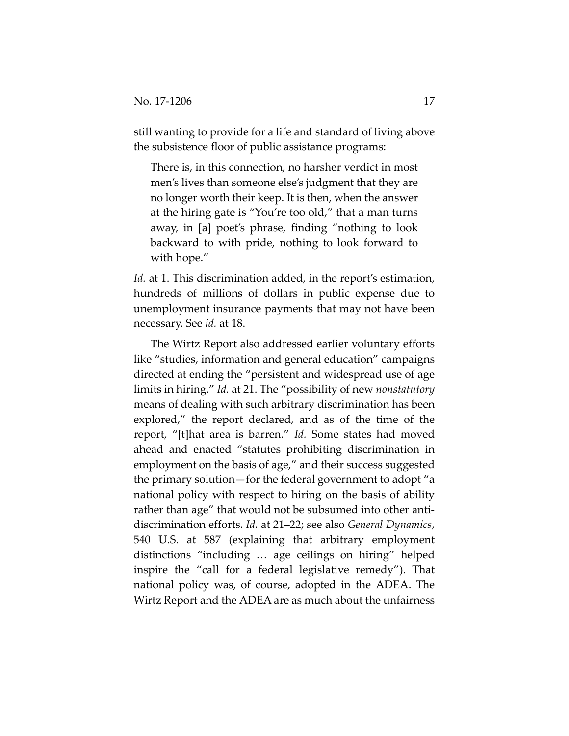still wanting to provide for a life and standard of living above the subsistence floor of public assistance programs:

> There is, in this connection, no harsher verdict in most men's lives than someone else's judgment that they are no longer worth their keep. It is then, when the answer at the hiring gate is "You're too old," that a man turns away, in [a] poet's phrase, finding "nothing to look backward to with pride, nothing to look forward to with hope."

*Id.* at 1. This discrimination added, in the report's estimation, hundreds of millions of dollars in public expense due to unemployment insurance payments that may not have been necessary. See *id.* at 18.

The Wirtz Report also addressed earlier voluntary efforts like "studies, information and general education" campaigns directed at ending the "persistent and widespread use of age limits in hiring." *Id.* at 21. The "possibility of new *nonstatutory* means of dealing with such arbitrary discrimination has been explored," the report declared, and as of the time of the report, "[t]hat area is barren." *Id.* Some states had moved ahead and enacted "statutes prohibiting discrimination in employment on the basis of age," and their success suggested the primary solution—for the federal government to adopt "a national policy with respect to hiring on the basis of ability rather than age" that would not be subsumed into other anti-discrimination efforts. *Id.* at 21–22; see also *General Dynamics*, 540 U.S. at 587 (explaining that arbitrary employment distinctions "including … age ceilings on hiring" helped inspire the "call for a federal legislative remedy"). That national policy was, of course, adopted in the ADEA. The Wirtz Report and the ADEA are as much about the unfairness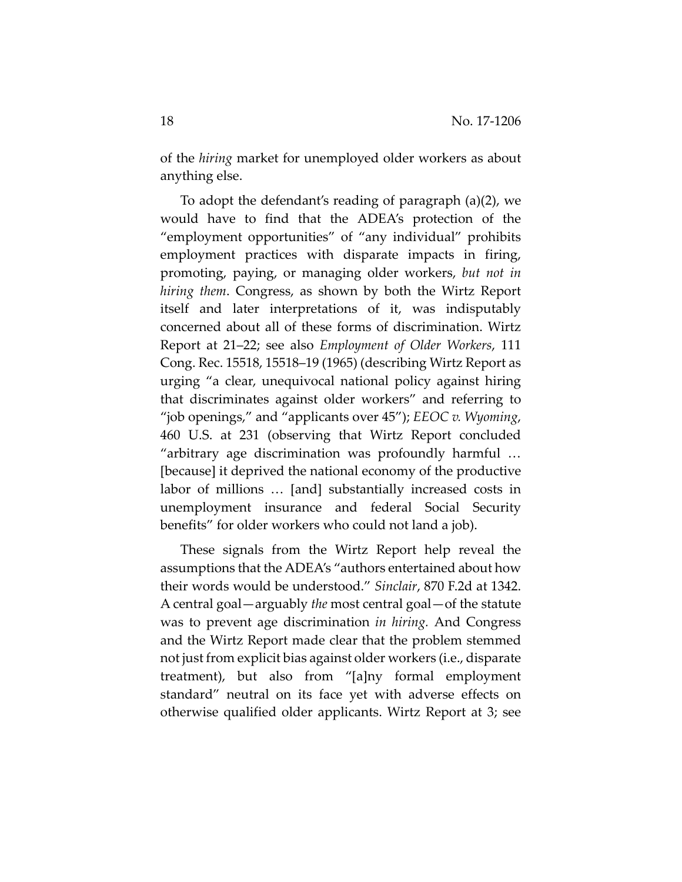of the *hiring* market for unemployed older workers as about anything else.

To adopt the defendant's reading of paragraph (a)(2), we would have to find that the ADEA's protection of the "employment opportunities" of "any individual" prohibits employment practices with disparate impacts in firing, promoting, paying, or managing older workers, *but not in hiring them*. Congress, as shown by both the Wirtz Report itself and later interpretations of it, was indisputably concerned about all of these forms of discrimination. Wirtz Report at 21–22; see also *Employment of Older Workers*, 111 Cong. Rec. 15518, 15518–19 (1965) (describing Wirtz Report as urging "a clear, unequivocal national policy against hiring that discriminates against older workers" and referring to "job openings," and "applicants over 45"); *EEOC v. Wyoming*, 460 U.S. at 231 (observing that Wirtz Report concluded "arbitrary age discrimination was profoundly harmful … [because] it deprived the national economy of the productive labor of millions … [and] substantially increased costs in unemployment insurance and federal Social Security benefits" for older workers who could not land a job).

These signals from the Wirtz Report help reveal the assumptions that the ADEA's "authors entertained about how their words would be understood." *Sinclair*, 870 F.2d at 1342. A central goal—arguably *the* most central goal—of the statute was to prevent age discrimination *in hiring*. And Congress and the Wirtz Report made clear that the problem stemmed not just from explicit bias against older workers (i.e., disparate treatment), but also from "[a]ny formal employment standard" neutral on its face yet with adverse effects on otherwise qualified older applicants. Wirtz Report at 3; see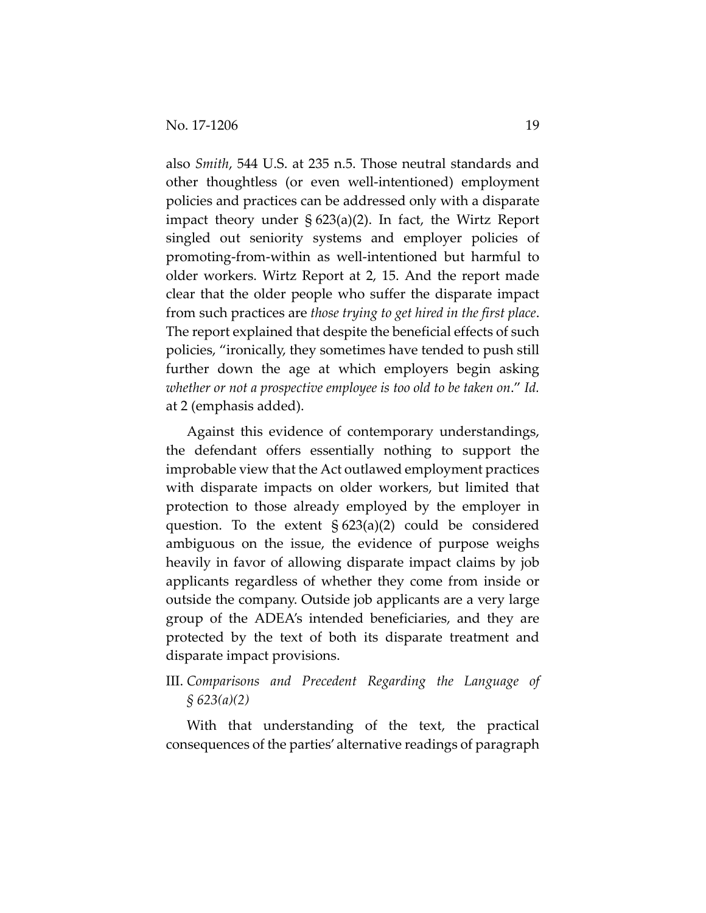also *Smith*, 544 U.S. at 235 n.5. Those neutral standards and other thoughtless (or even well-intentioned) employment policies and practices can be addressed only with a disparate impact theory under § 623(a)(2). In fact, the Wirtz Report singled out seniority systems and employer policies of promoting-from-within as well-intentioned but harmful to older workers. Wirtz Report at 2, 15. And the report made clear that the older people who suffer the disparate impact from such practices are *those trying to get hired in the first place*. The report explained that despite the beneficial effects of such policies, "ironically, they sometimes have tended to push still further down the age at which employers begin asking *whether or not a prospective employee is too old to be taken on*." *Id.* at 2 (emphasis added).

Against this evidence of contemporary understandings, the defendant offers essentially nothing to support the improbable view that the Act outlawed employment practices with disparate impacts on older workers, but limited that protection to those already employed by the employer in question. To the extent § 623(a)(2) could be considered ambiguous on the issue, the evidence of purpose weighs heavily in favor of allowing disparate impact claims by job applicants regardless of whether they come from inside or outside the company. Outside job applicants are a very large group of the ADEA's intended beneficiaries, and they are protected by the text of both its disparate treatment and disparate impact provisions.

## III. *Comparisons and Precedent Regarding the Language of § 623(a)(2)*

With that understanding of the text, the practical consequences of the parties' alternative readings of paragraph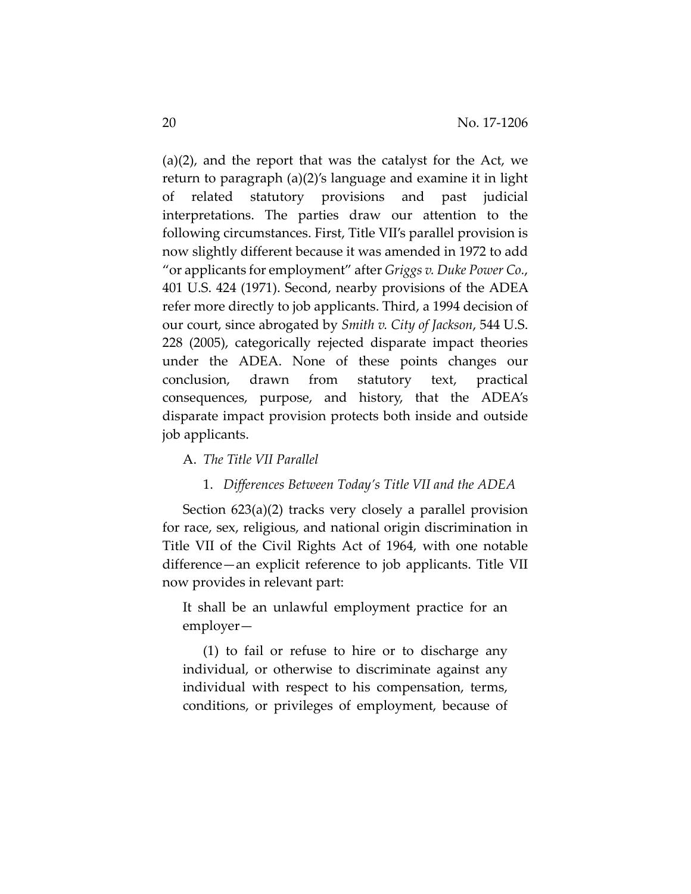(a)(2), and the report that was the catalyst for the Act, we return to paragraph (a)(2)'s language and examine it in light of related statutory provisions and past judicial interpretations. The parties draw our attention to the following circumstances. First, Title VII's parallel provision is now slightly different because it was amended in 1972 to add "or applicants for employment" after *Griggs v. Duke Power Co.*, 401 U.S. 424 (1971). Second, nearby provisions of the ADEA refer more directly to job applicants. Third, a 1994 decision of our court, since abrogated by *Smith v. City of Jackson*, 544 U.S. 228 (2005), categorically rejected disparate impact theories under the ADEA. None of these points changes our conclusion, drawn from statutory text, practical consequences, purpose, and history, that the ADEA's disparate impact provision protects both inside and outside job applicants.

A. *The Title VII Parallel*

1. *Differences Between Today's Title VII and the ADEA*

Section 623(a)(2) tracks very closely a parallel provision for race, sex, religious, and national origin discrimination in Title VII of the Civil Rights Act of 1964, with one notable difference—an explicit reference to job applicants. Title VII now provides in relevant part:

> It shall be an unlawful employment practice for an employer—
>
> (1) to fail or refuse to hire or to discharge any individual, or otherwise to discriminate against any individual with respect to his compensation, terms, conditions, or privileges of employment, because of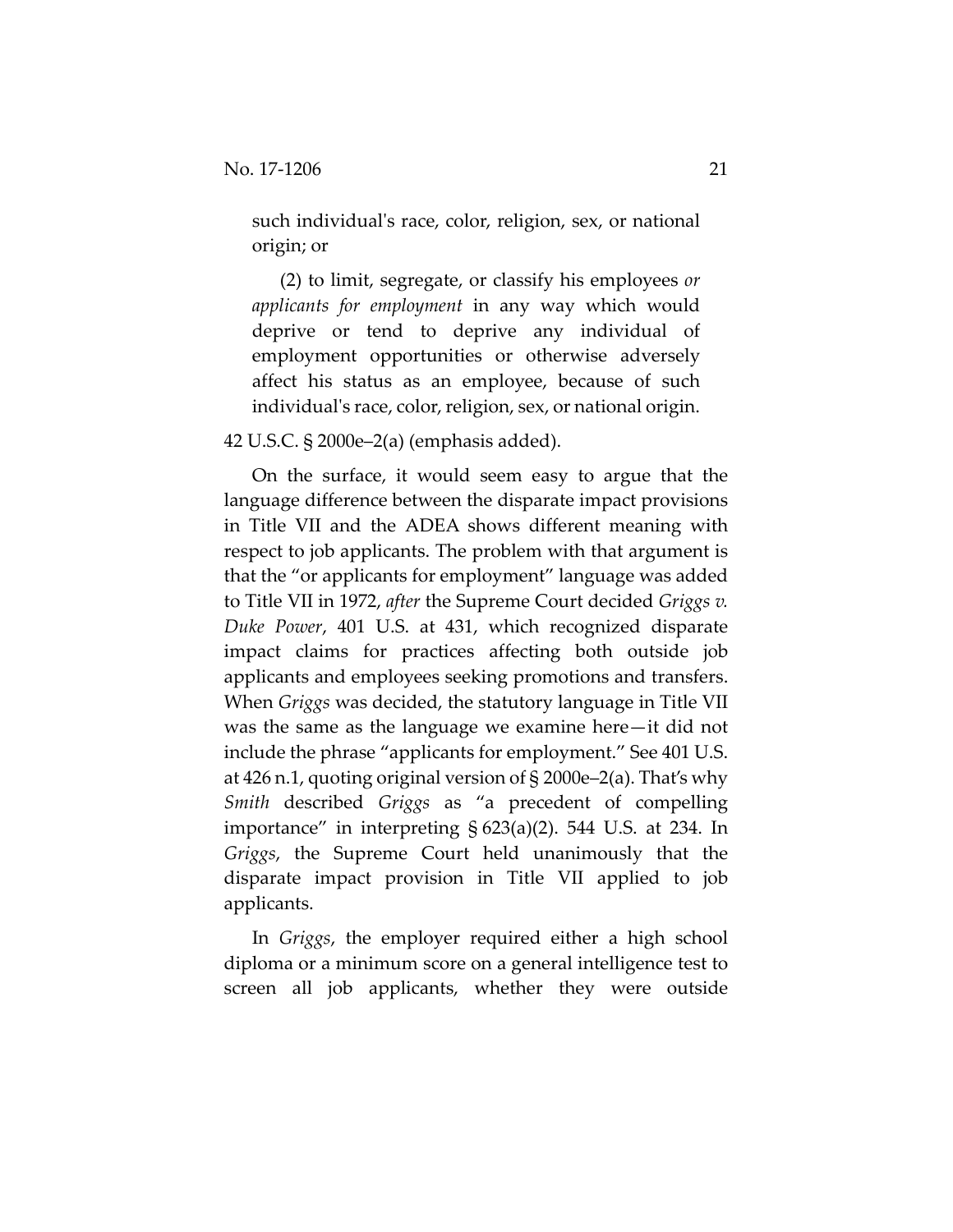such individual's race, color, religion, sex, or national origin; or

> (2) to limit, segregate, or classify his employees *or applicants for employment* in any way which would deprive or tend to deprive any individual of employment opportunities or otherwise adversely affect his status as an employee, because of such individual's race, color, religion, sex, or national origin.

42 U.S.C. § 2000e–2(a) (emphasis added).

On the surface, it would seem easy to argue that the language difference between the disparate impact provisions in Title VII and the ADEA shows different meaning with respect to job applicants. The problem with that argument is that the "or applicants for employment" language was added to Title VII in 1972, *after* the Supreme Court decided *Griggs v. Duke Power*, 401 U.S. at 431, which recognized disparate impact claims for practices affecting both outside job applicants and employees seeking promotions and transfers. When *Griggs* was decided, the statutory language in Title VII was the same as the language we examine here—it did not include the phrase "applicants for employment." See 401 U.S. at 426 n.1, quoting original version of § 2000e–2(a). That's why *Smith* described *Griggs* as "a precedent of compelling importance" in interpreting § 623(a)(2). 544 U.S. at 234. In *Griggs*, the Supreme Court held unanimously that the disparate impact provision in Title VII applied to job applicants.

In *Griggs*, the employer required either a high school diploma or a minimum score on a general intelligence test to screen all job applicants, whether they were outside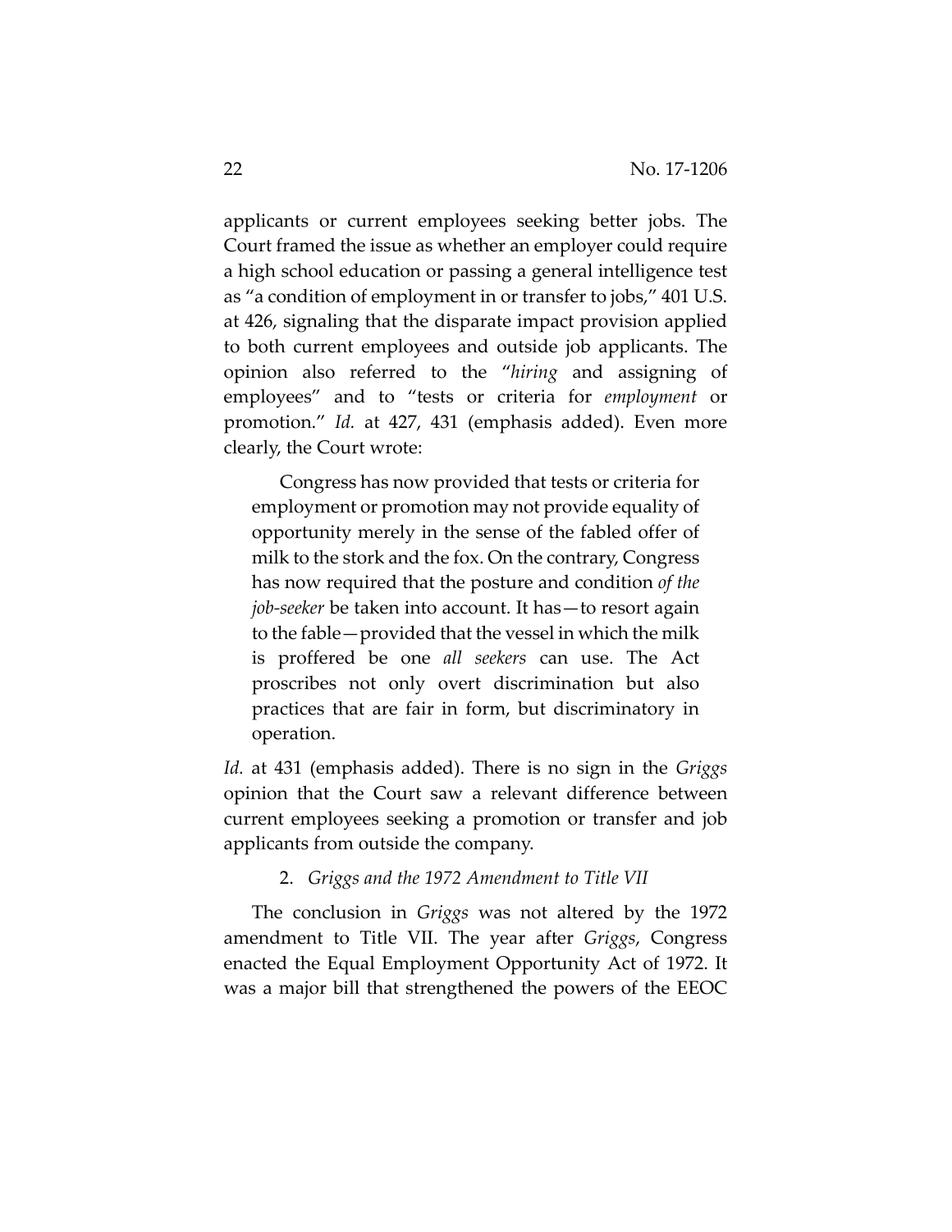applicants or current employees seeking better jobs. The Court framed the issue as whether an employer could require a high school education or passing a general intelligence test as "a condition of employment in or transfer to jobs," 401 U.S. at 426, signaling that the disparate impact provision applied to both current employees and outside job applicants. The opinion also referred to the "*hiring* and assigning of employees" and to "tests or criteria for *employment* or promotion." *Id.* at 427, 431 (emphasis added). Even more clearly, the Court wrote:

> Congress has now provided that tests or criteria for employment or promotion may not provide equality of opportunity merely in the sense of the fabled offer of milk to the stork and the fox. On the contrary, Congress has now required that the posture and condition *of the job-seeker* be taken into account. It has—to resort again to the fable—provided that the vessel in which the milk is proffered be one *all seekers* can use. The Act proscribes not only overt discrimination but also practices that are fair in form, but discriminatory in operation.

*Id.* at 431 (emphasis added). There is no sign in the *Griggs* opinion that the Court saw a relevant difference between current employees seeking a promotion or transfer and job applicants from outside the company.

2. *Griggs and the 1972 Amendment to Title VII*

The conclusion in *Griggs* was not altered by the 1972 amendment to Title VII. The year after *Griggs*, Congress enacted the Equal Employment Opportunity Act of 1972. It was a major bill that strengthened the powers of the EEOC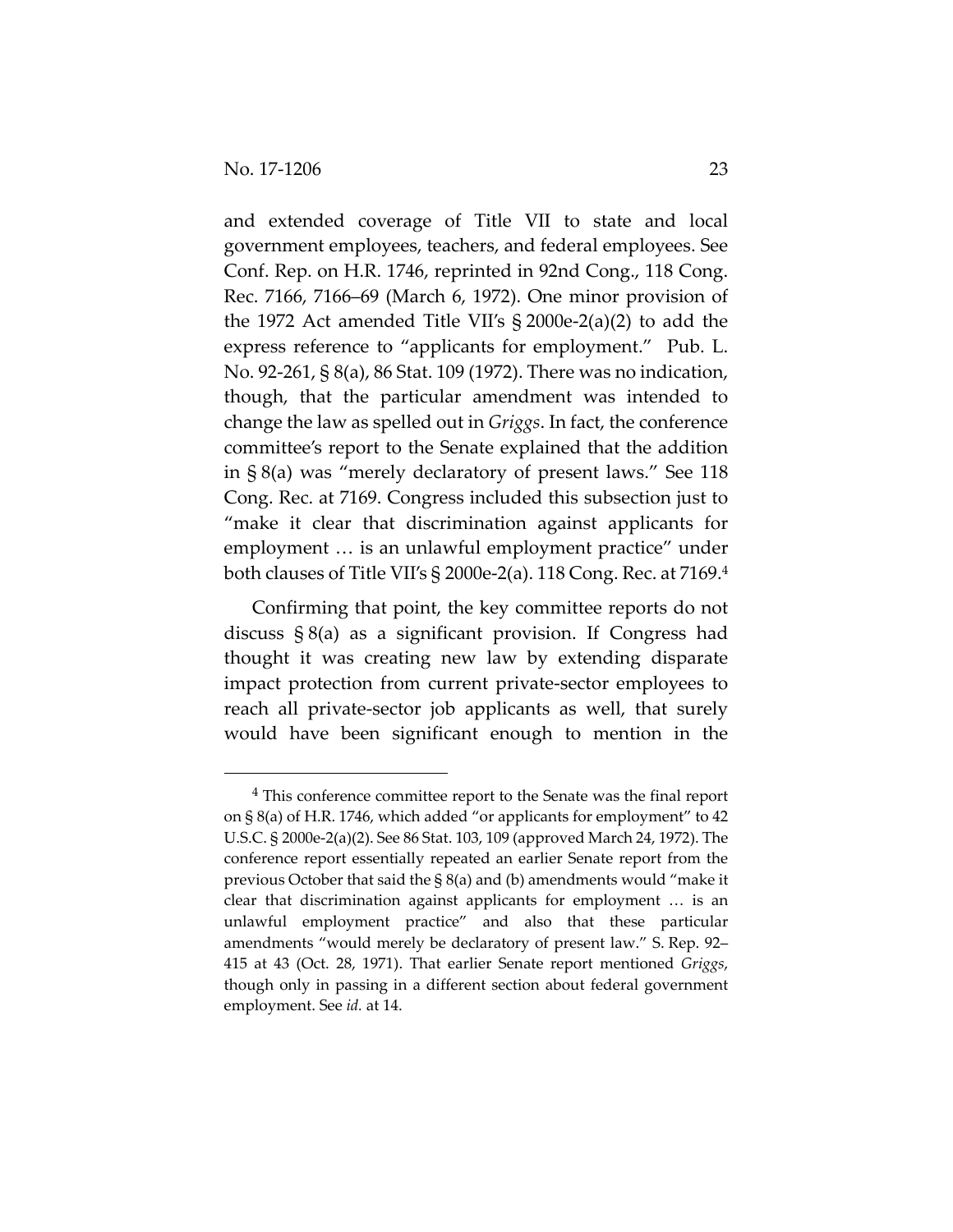and extended coverage of Title VII to state and local government employees, teachers, and federal employees. See Conf. Rep. on H.R. 1746, reprinted in 92nd Cong., 118 Cong. Rec. 7166, 7166–69 (March 6, 1972). One minor provision of the 1972 Act amended Title VII's § 2000e-2(a)(2) to add the express reference to "applicants for employment." Pub. L. No. 92-261, § 8(a), 86 Stat. 109 (1972). There was no indication, though, that the particular amendment was intended to change the law as spelled out in *Griggs*. In fact, the conference committee's report to the Senate explained that the addition in § 8(a) was "merely declaratory of present laws." See 118 Cong. Rec. at 7169. Congress included this subsection just to "make it clear that discrimination against applicants for employment … is an unlawful employment practice" under both clauses of Title VII's § 2000e-2(a). 118 Cong. Rec. at 7169.[4]

Confirming that point, the key committee reports do not discuss § 8(a) as a significant provision. If Congress had thought it was creating new law by extending disparate impact protection from current private-sector employees to reach all private-sector job applicants as well, that surely would have been significant enough to mention in the

---

[4] This conference committee report to the Senate was the final report on § 8(a) of H.R. 1746, which added "or applicants for employment" to 42 U.S.C. § 2000e-2(a)(2). See 86 Stat. 103, 109 (approved March 24, 1972). The conference report essentially repeated an earlier Senate report from the previous October that said the § 8(a) and (b) amendments would "make it clear that discrimination against applicants for employment … is an unlawful employment practice" and also that these particular amendments "would merely be declaratory of present law." S. Rep. 92–415 at 43 (Oct. 28, 1971). That earlier Senate report mentioned *Griggs*, though only in passing in a different section about federal government employment. See *id.* at 14.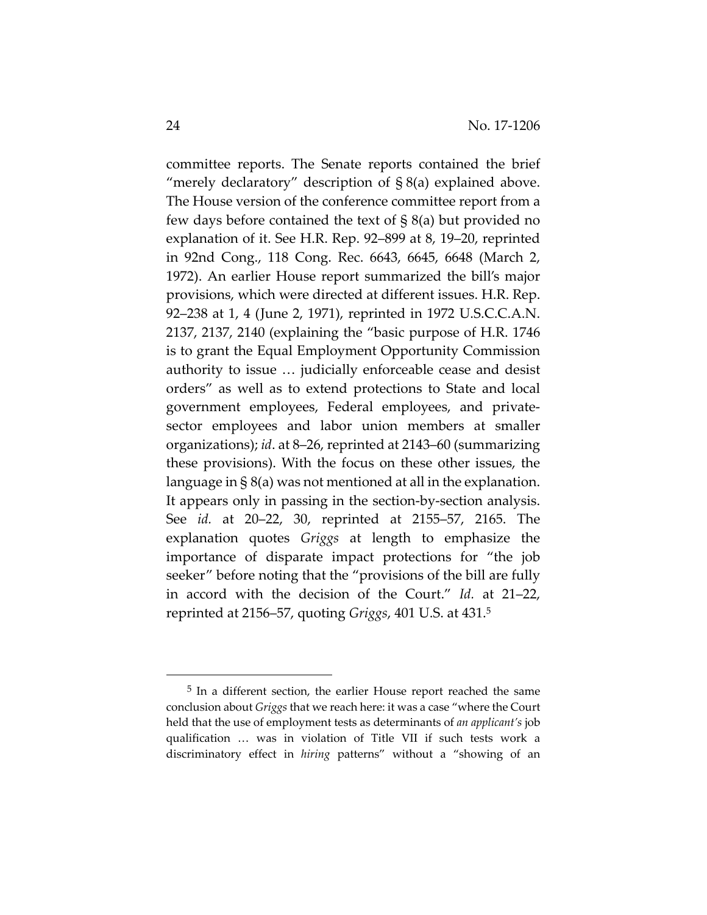committee reports. The Senate reports contained the brief "merely declaratory" description of § 8(a) explained above. The House version of the conference committee report from a few days before contained the text of § 8(a) but provided no explanation of it. See H.R. Rep. 92–899 at 8, 19–20, reprinted in 92nd Cong., 118 Cong. Rec. 6643, 6645, 6648 (March 2, 1972). An earlier House report summarized the bill's major provisions, which were directed at different issues. H.R. Rep. 92–238 at 1, 4 (June 2, 1971), reprinted in 1972 U.S.C.C.A.N. 2137, 2137, 2140 (explaining the "basic purpose of H.R. 1746 is to grant the Equal Employment Opportunity Commission authority to issue … judicially enforceable cease and desist orders" as well as to extend protections to State and local government employees, Federal employees, and private-sector employees and labor union members at smaller organizations); *id*. at 8–26, reprinted at 2143–60 (summarizing these provisions). With the focus on these other issues, the language in § 8(a) was not mentioned at all in the explanation. It appears only in passing in the section-by-section analysis. See *id.* at 20–22, 30, reprinted at 2155–57, 2165. The explanation quotes *Griggs* at length to emphasize the importance of disparate impact protections for "the job seeker" before noting that the "provisions of the bill are fully in accord with the decision of the Court." *Id.* at 21–22, reprinted at 2156–57, quoting *Griggs*, 401 U.S. at 431.[5]

---

[5] In a different section, the earlier House report reached the same conclusion about *Griggs* that we reach here: it was a case "where the Court held that the use of employment tests as determinants of *an applicant's* job qualification … was in violation of Title VII if such tests work a discriminatory effect in *hiring* patterns" without a "showing of an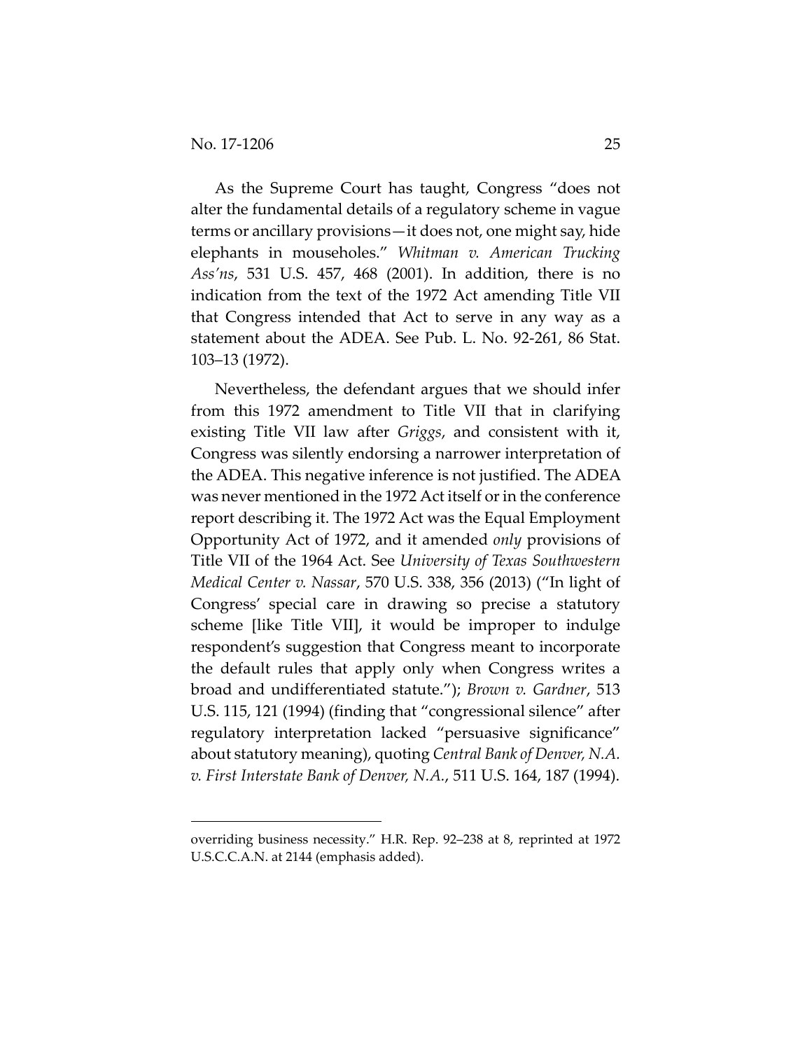As the Supreme Court has taught, Congress "does not alter the fundamental details of a regulatory scheme in vague terms or ancillary provisions—it does not, one might say, hide elephants in mouseholes." *Whitman v. American Trucking Ass'ns*, 531 U.S. 457, 468 (2001). In addition, there is no indication from the text of the 1972 Act amending Title VII that Congress intended that Act to serve in any way as a statement about the ADEA. See Pub. L. No. 92-261, 86 Stat. 103–13 (1972).

Nevertheless, the defendant argues that we should infer from this 1972 amendment to Title VII that in clarifying existing Title VII law after *Griggs*, and consistent with it, Congress was silently endorsing a narrower interpretation of the ADEA. This negative inference is not justified. The ADEA was never mentioned in the 1972 Act itself or in the conference report describing it. The 1972 Act was the Equal Employment Opportunity Act of 1972, and it amended *only* provisions of Title VII of the 1964 Act. See *University of Texas Southwestern Medical Center v. Nassar*, 570 U.S. 338, 356 (2013) ("In light of Congress' special care in drawing so precise a statutory scheme [like Title VII], it would be improper to indulge respondent's suggestion that Congress meant to incorporate the default rules that apply only when Congress writes a broad and undifferentiated statute."); *Brown v. Gardner*, 513 U.S. 115, 121 (1994) (finding that "congressional silence" after regulatory interpretation lacked "persuasive significance" about statutory meaning), quoting *Central Bank of Denver, N.A. v. First Interstate Bank of Denver, N.A.*, 511 U.S. 164, 187 (1994).

---

overriding business necessity." H.R. Rep. 92–238 at 8, reprinted at 1972 U.S.C.C.A.N. at 2144 (emphasis added).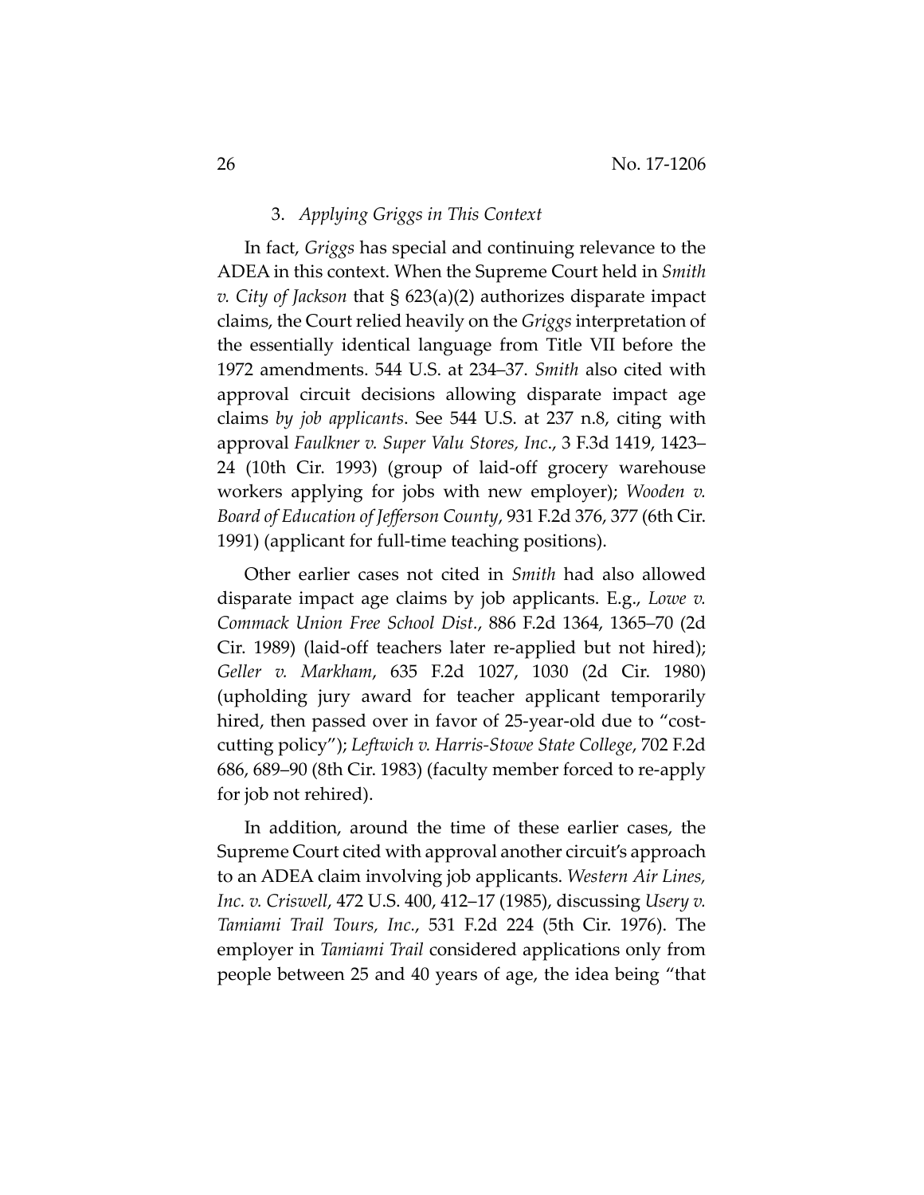### 3. *Applying Griggs in This Context*

In fact, *Griggs* has special and continuing relevance to the ADEA in this context. When the Supreme Court held in *Smith v. City of Jackson* that § 623(a)(2) authorizes disparate impact claims, the Court relied heavily on the *Griggs* interpretation of the essentially identical language from Title VII before the 1972 amendments. 544 U.S. at 234–37. *Smith* also cited with approval circuit decisions allowing disparate impact age claims *by job applicants*. See 544 U.S. at 237 n.8, citing with approval *Faulkner v. Super Valu Stores, Inc*., 3 F.3d 1419, 1423–24 (10th Cir. 1993) (group of laid-off grocery warehouse workers applying for jobs with new employer); *Wooden v. Board of Education of Jefferson County*, 931 F.2d 376, 377 (6th Cir. 1991) (applicant for full-time teaching positions).

Other earlier cases not cited in *Smith* had also allowed disparate impact age claims by job applicants. E.g., *Lowe v. Commack Union Free School Dist.*, 886 F.2d 1364, 1365–70 (2d Cir. 1989) (laid-off teachers later re-applied but not hired); *Geller v. Markham*, 635 F.2d 1027, 1030 (2d Cir. 1980) (upholding jury award for teacher applicant temporarily hired, then passed over in favor of 25-year-old due to "cost-cutting policy"); *Leftwich v. Harris-Stowe State College*, 702 F.2d 686, 689–90 (8th Cir. 1983) (faculty member forced to re-apply for job not rehired).

In addition, around the time of these earlier cases, the Supreme Court cited with approval another circuit's approach to an ADEA claim involving job applicants. *Western Air Lines, Inc. v. Criswell*, 472 U.S. 400, 412–17 (1985), discussing *Usery v. Tamiami Trail Tours, Inc.*, 531 F.2d 224 (5th Cir. 1976). The employer in *Tamiami Trail* considered applications only from people between 25 and 40 years of age, the idea being "that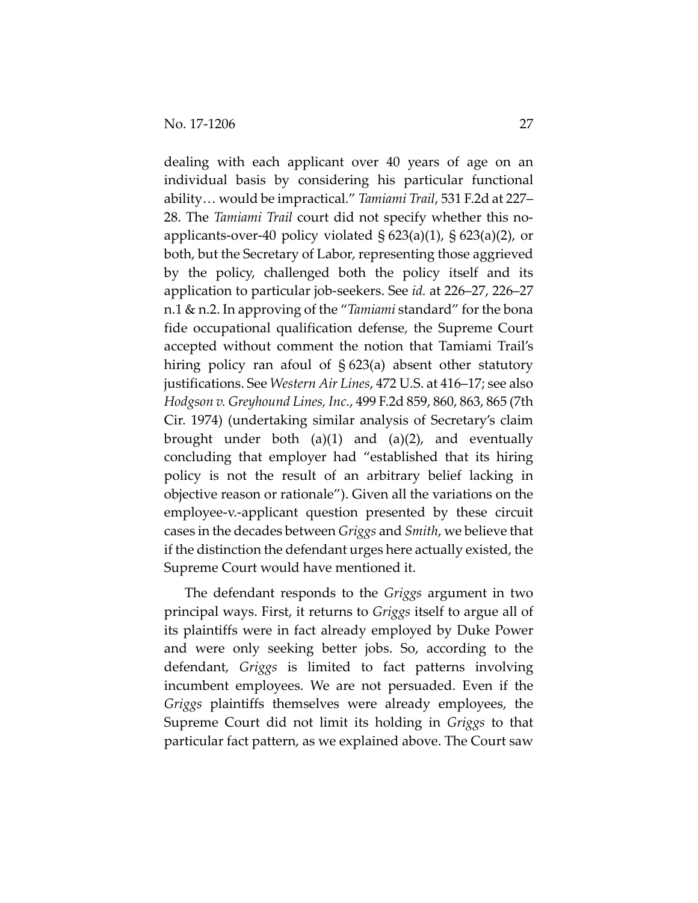dealing with each applicant over 40 years of age on an individual basis by considering his particular functional ability… would be impractical." *Tamiami Trail*, 531 F.2d at 227–28. The *Tamiami Trail* court did not specify whether this no-applicants-over-40 policy violated § 623(a)(1), § 623(a)(2), or both, but the Secretary of Labor, representing those aggrieved by the policy, challenged both the policy itself and its application to particular job-seekers. See *id.* at 226–27, 226–27 n.1 & n.2. In approving of the "*Tamiami* standard" for the bona fide occupational qualification defense, the Supreme Court accepted without comment the notion that Tamiami Trail's hiring policy ran afoul of § 623(a) absent other statutory justifications. See *Western Air Lines*, 472 U.S. at 416–17; see also *Hodgson v. Greyhound Lines, Inc.*, 499 F.2d 859, 860, 863, 865 (7th Cir. 1974) (undertaking similar analysis of Secretary's claim brought under both (a)(1) and (a)(2), and eventually concluding that employer had "established that its hiring policy is not the result of an arbitrary belief lacking in objective reason or rationale"). Given all the variations on the employee-v.-applicant question presented by these circuit cases in the decades between *Griggs* and *Smith*, we believe that if the distinction the defendant urges here actually existed, the Supreme Court would have mentioned it.

The defendant responds to the *Griggs* argument in two principal ways. First, it returns to *Griggs* itself to argue all of its plaintiffs were in fact already employed by Duke Power and were only seeking better jobs. So, according to the defendant, *Griggs* is limited to fact patterns involving incumbent employees. We are not persuaded. Even if the *Griggs* plaintiffs themselves were already employees, the Supreme Court did not limit its holding in *Griggs* to that particular fact pattern, as we explained above. The Court saw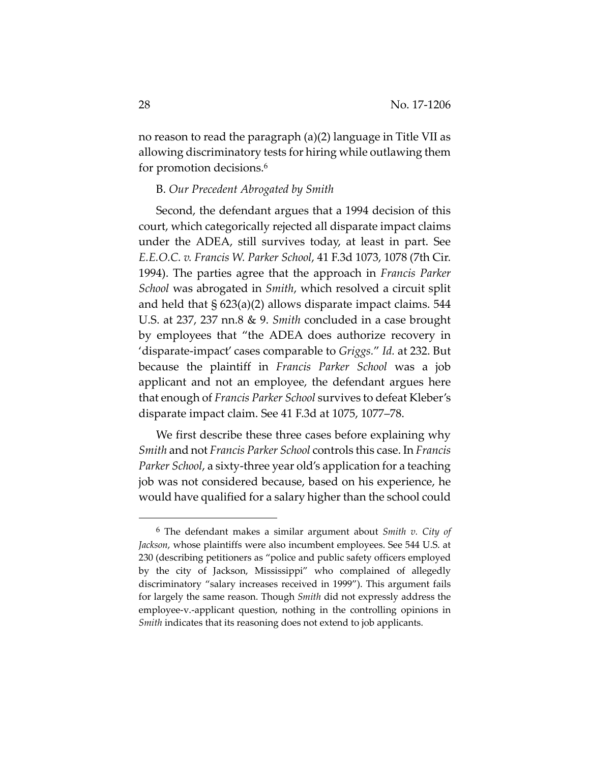no reason to read the paragraph (a)(2) language in Title VII as allowing discriminatory tests for hiring while outlawing them for promotion decisions.[6]

B. *Our Precedent Abrogated by Smith*

Second, the defendant argues that a 1994 decision of this court, which categorically rejected all disparate impact claims under the ADEA, still survives today, at least in part. See *E.E.O.C. v. Francis W. Parker School*, 41 F.3d 1073, 1078 (7th Cir. 1994). The parties agree that the approach in *Francis Parker School* was abrogated in *Smith*, which resolved a circuit split and held that § 623(a)(2) allows disparate impact claims. 544 U.S. at 237, 237 nn.8 & 9. *Smith* concluded in a case brought by employees that "the ADEA does authorize recovery in 'disparate-impact' cases comparable to *Griggs*." *Id.* at 232. But because the plaintiff in *Francis Parker School* was a job applicant and not an employee, the defendant argues here that enough of *Francis Parker School* survives to defeat Kleber's disparate impact claim. See 41 F.3d at 1075, 1077–78.

We first describe these three cases before explaining why *Smith* and not *Francis Parker School* controls this case. In *Francis Parker School*, a sixty-three year old's application for a teaching job was not considered because, based on his experience, he would have qualified for a salary higher than the school could

---

[6] The defendant makes a similar argument about *Smith v. City of Jackson*, whose plaintiffs were also incumbent employees. See 544 U.S. at 230 (describing petitioners as "police and public safety officers employed by the city of Jackson, Mississippi" who complained of allegedly discriminatory "salary increases received in 1999"). This argument fails for largely the same reason. Though *Smith* did not expressly address the employee-v.-applicant question, nothing in the controlling opinions in *Smith* indicates that its reasoning does not extend to job applicants.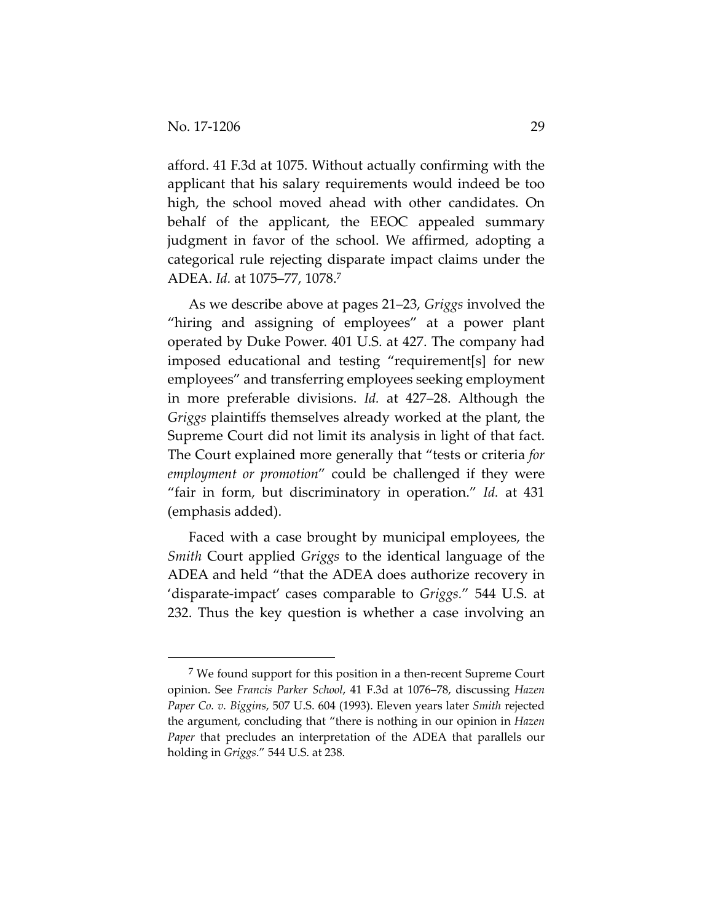afford. 41 F.3d at 1075. Without actually confirming with the applicant that his salary requirements would indeed be too high, the school moved ahead with other candidates. On behalf of the applicant, the EEOC appealed summary judgment in favor of the school. We affirmed, adopting a categorical rule rejecting disparate impact claims under the ADEA. *Id.* at 1075–77, 1078.[7]

As we describe above at pages 21–23, *Griggs* involved the "hiring and assigning of employees" at a power plant operated by Duke Power. 401 U.S. at 427. The company had imposed educational and testing "requirement[s] for new employees" and transferring employees seeking employment in more preferable divisions. *Id.* at 427–28. Although the *Griggs* plaintiffs themselves already worked at the plant, the Supreme Court did not limit its analysis in light of that fact. The Court explained more generally that "tests or criteria *for employment or promotion*" could be challenged if they were "fair in form, but discriminatory in operation." *Id.* at 431 (emphasis added).

Faced with a case brought by municipal employees, the *Smith* Court applied *Griggs* to the identical language of the ADEA and held "that the ADEA does authorize recovery in 'disparate-impact' cases comparable to *Griggs*." 544 U.S. at 232. Thus the key question is whether a case involving an

---

[7] We found support for this position in a then-recent Supreme Court opinion. See *Francis Parker School*, 41 F.3d at 1076–78, discussing *Hazen Paper Co. v. Biggins*, 507 U.S. 604 (1993). Eleven years later *Smith* rejected the argument, concluding that "there is nothing in our opinion in *Hazen Paper* that precludes an interpretation of the ADEA that parallels our holding in *Griggs*." 544 U.S. at 238.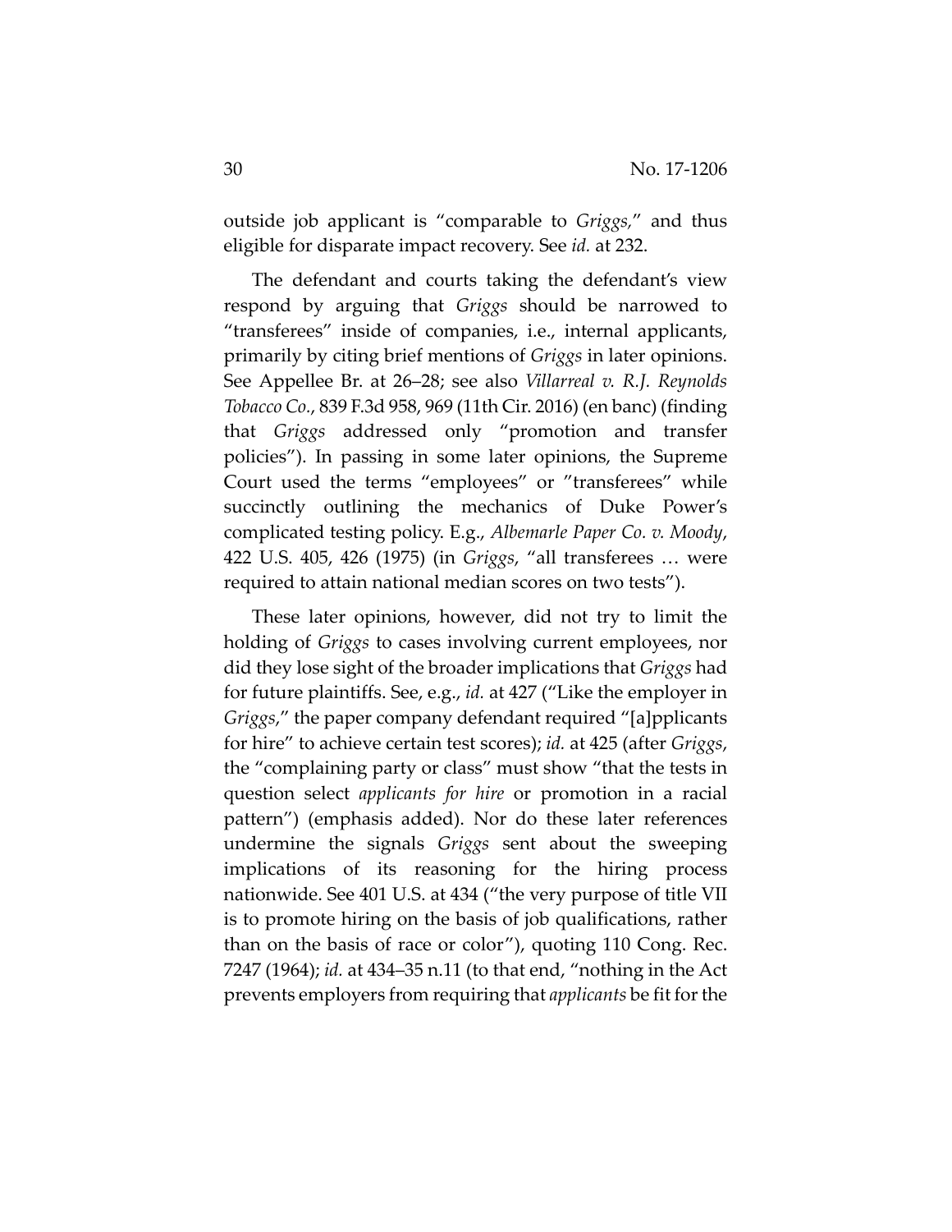outside job applicant is "comparable to *Griggs*," and thus eligible for disparate impact recovery. See *id.* at 232.

The defendant and courts taking the defendant's view respond by arguing that *Griggs* should be narrowed to "transferees" inside of companies, i.e., internal applicants, primarily by citing brief mentions of *Griggs* in later opinions. See Appellee Br. at 26–28; see also *Villarreal v. R.J. Reynolds Tobacco Co.*, 839 F.3d 958, 969 (11th Cir. 2016) (en banc) (finding that *Griggs* addressed only "promotion and transfer policies"). In passing in some later opinions, the Supreme Court used the terms "employees" or "transferees" while succinctly outlining the mechanics of Duke Power's complicated testing policy. E.g., *Albemarle Paper Co. v. Moody*, 422 U.S. 405, 426 (1975) (in *Griggs*, "all transferees … were required to attain national median scores on two tests").

These later opinions, however, did not try to limit the holding of *Griggs* to cases involving current employees, nor did they lose sight of the broader implications that *Griggs* had for future plaintiffs. See, e.g., *id.* at 427 ("Like the employer in *Griggs*," the paper company defendant required "[a]pplicants for hire" to achieve certain test scores); *id.* at 425 (after *Griggs*, the "complaining party or class" must show "that the tests in question select *applicants for hire* or promotion in a racial pattern") (emphasis added). Nor do these later references undermine the signals *Griggs* sent about the sweeping implications of its reasoning for the hiring process nationwide. See 401 U.S. at 434 ("the very purpose of title VII is to promote hiring on the basis of job qualifications, rather than on the basis of race or color"), quoting 110 Cong. Rec. 7247 (1964); *id.* at 434–35 n.11 (to that end, "nothing in the Act prevents employers from requiring that *applicants* be fit for the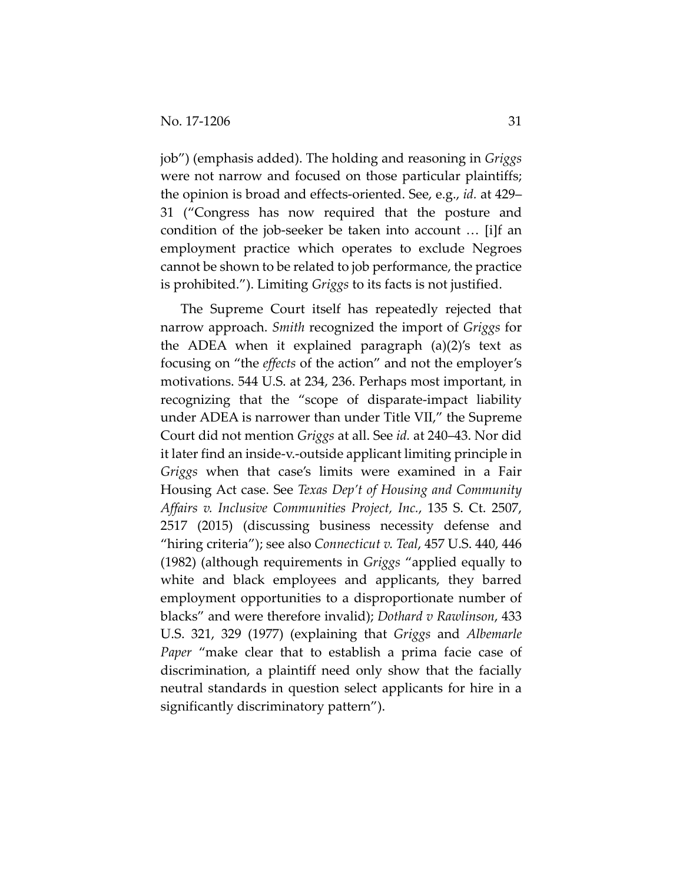job") (emphasis added). The holding and reasoning in *Griggs* were not narrow and focused on those particular plaintiffs; the opinion is broad and effects-oriented. See, e.g., *id.* at 429–31 ("Congress has now required that the posture and condition of the job-seeker be taken into account … [i]f an employment practice which operates to exclude Negroes cannot be shown to be related to job performance, the practice is prohibited."). Limiting *Griggs* to its facts is not justified.

The Supreme Court itself has repeatedly rejected that narrow approach. *Smith* recognized the import of *Griggs* for the ADEA when it explained paragraph (a)(2)'s text as focusing on "the *effects* of the action" and not the employer's motivations. 544 U.S. at 234, 236. Perhaps most important, in recognizing that the "scope of disparate-impact liability under ADEA is narrower than under Title VII," the Supreme Court did not mention *Griggs* at all. See *id.* at 240–43. Nor did it later find an inside-v.-outside applicant limiting principle in *Griggs* when that case's limits were examined in a Fair Housing Act case. See *Texas Dep't of Housing and Community Affairs v. Inclusive Communities Project, Inc.*, 135 S. Ct. 2507, 2517 (2015) (discussing business necessity defense and "hiring criteria"); see also *Connecticut v. Teal*, 457 U.S. 440, 446 (1982) (although requirements in *Griggs* "applied equally to white and black employees and applicants, they barred employment opportunities to a disproportionate number of blacks" and were therefore invalid); *Dothard v Rawlinson*, 433 U.S. 321, 329 (1977) (explaining that *Griggs* and *Albemarle Paper* "make clear that to establish a prima facie case of discrimination, a plaintiff need only show that the facially neutral standards in question select applicants for hire in a significantly discriminatory pattern").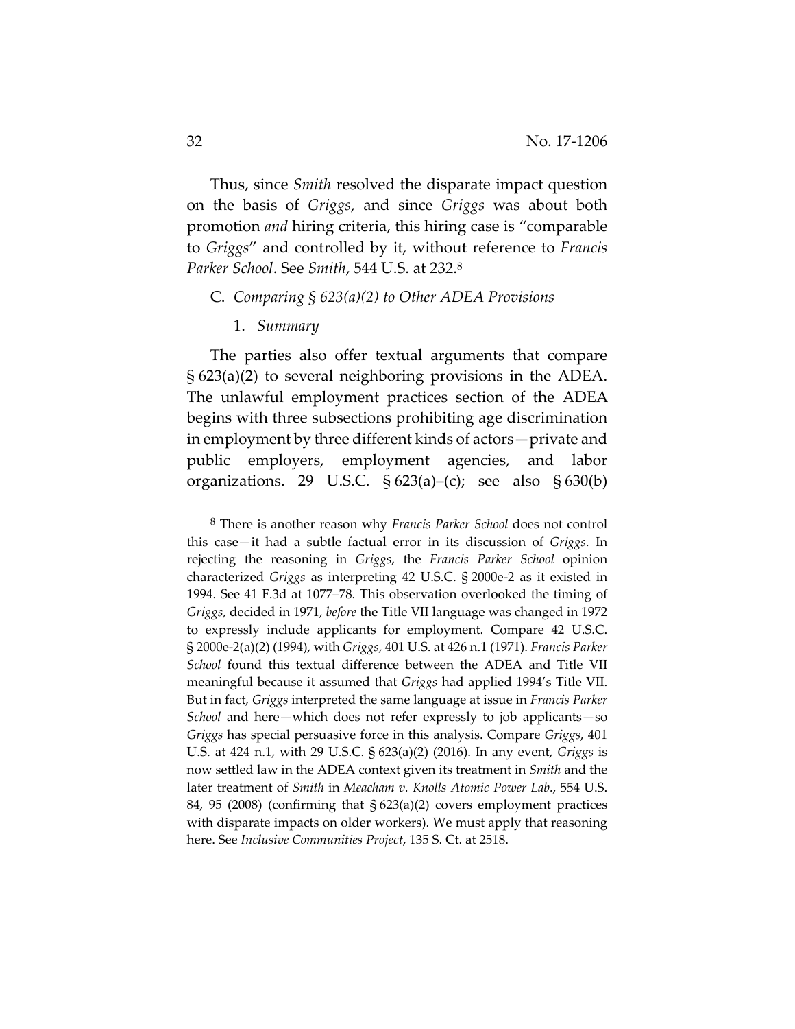Thus, since *Smith* resolved the disparate impact question on the basis of *Griggs*, and since *Griggs* was about both promotion *and* hiring criteria, this hiring case is "comparable to *Griggs*" and controlled by it, without reference to *Francis Parker School*. See *Smith*, 544 U.S. at 232.[8]

C. *Comparing § 623(a)(2) to Other ADEA Provisions*

1. *Summary*

The parties also offer textual arguments that compare § 623(a)(2) to several neighboring provisions in the ADEA. The unlawful employment practices section of the ADEA begins with three subsections prohibiting age discrimination in employment by three different kinds of actors—private and public employers, employment agencies, and labor organizations. 29 U.S.C. § 623(a)–(c); see also § 630(b)

---

[8] There is another reason why *Francis Parker School* does not control this case—it had a subtle factual error in its discussion of *Griggs*. In rejecting the reasoning in *Griggs*, the *Francis Parker School* opinion characterized *Griggs* as interpreting 42 U.S.C. § 2000e-2 as it existed in 1994. See 41 F.3d at 1077–78. This observation overlooked the timing of *Griggs*, decided in 1971, *before* the Title VII language was changed in 1972 to expressly include applicants for employment. Compare 42 U.S.C. § 2000e-2(a)(2) (1994), with *Griggs*, 401 U.S. at 426 n.1 (1971). *Francis Parker School* found this textual difference between the ADEA and Title VII meaningful because it assumed that *Griggs* had applied 1994's Title VII. But in fact, *Griggs* interpreted the same language at issue in *Francis Parker School* and here—which does not refer expressly to job applicants—so *Griggs* has special persuasive force in this analysis. Compare *Griggs*, 401 U.S. at 424 n.1, with 29 U.S.C. § 623(a)(2) (2016). In any event, *Griggs* is now settled law in the ADEA context given its treatment in *Smith* and the later treatment of *Smith* in *Meacham v. Knolls Atomic Power Lab.*, 554 U.S. 84, 95 (2008) (confirming that § 623(a)(2) covers employment practices with disparate impacts on older workers). We must apply that reasoning here. See *Inclusive Communities Project*, 135 S. Ct. at 2518.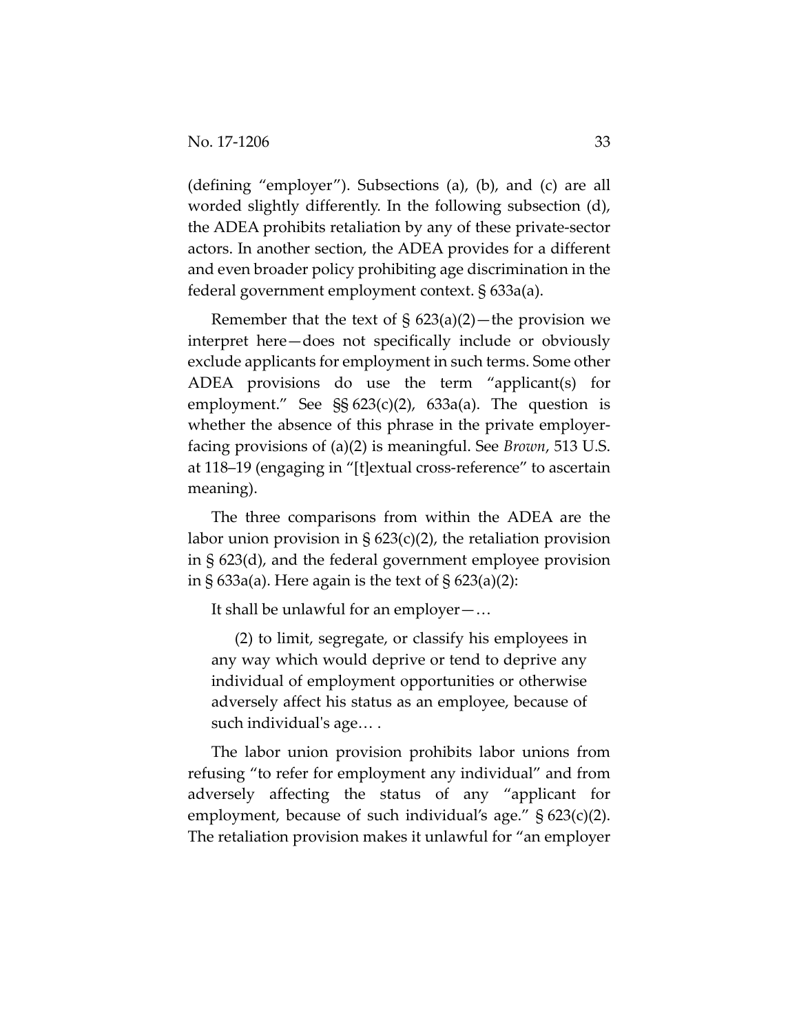(defining "employer"). Subsections (a), (b), and (c) are all worded slightly differently. In the following subsection (d), the ADEA prohibits retaliation by any of these private-sector actors. In another section, the ADEA provides for a different and even broader policy prohibiting age discrimination in the federal government employment context. § 633a(a).

Remember that the text of § 623(a)(2)—the provision we interpret here—does not specifically include or obviously exclude applicants for employment in such terms. Some other ADEA provisions do use the term "applicant(s) for employment." See §§ 623(c)(2), 633a(a). The question is whether the absence of this phrase in the private employer-facing provisions of (a)(2) is meaningful. See *Brown*, 513 U.S. at 118–19 (engaging in "[t]extual cross-reference" to ascertain meaning).

The three comparisons from within the ADEA are the labor union provision in § 623(c)(2), the retaliation provision in § 623(d), and the federal government employee provision in § 633a(a). Here again is the text of § 623(a)(2):

> It shall be unlawful for an employer— …
>
> (2) to limit, segregate, or classify his employees in any way which would deprive or tend to deprive any individual of employment opportunities or otherwise adversely affect his status as an employee, because of such individual's age… .

The labor union provision prohibits labor unions from refusing "to refer for employment any individual" and from adversely affecting the status of any "applicant for employment, because of such individual's age." § 623(c)(2). The retaliation provision makes it unlawful for "an employer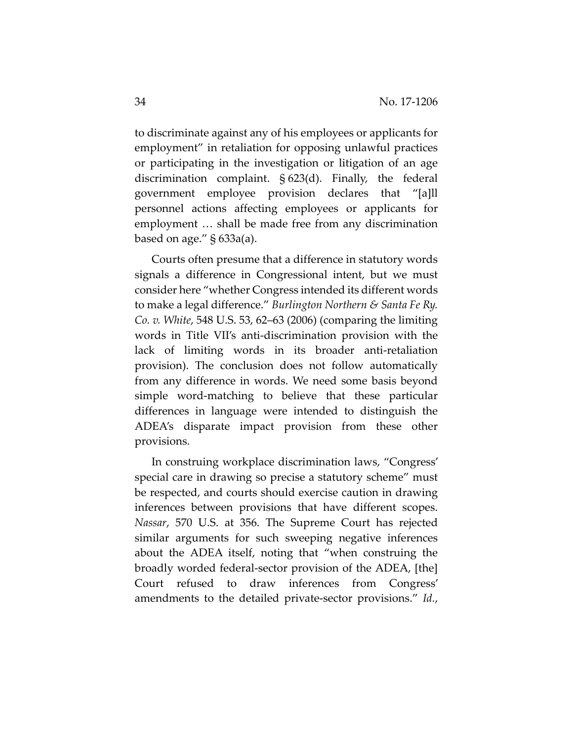to discriminate against any of his employees or applicants for employment" in retaliation for opposing unlawful practices or participating in the investigation or litigation of an age discrimination complaint. § 623(d). Finally, the federal government employee provision declares that "[a]ll personnel actions affecting employees or applicants for employment … shall be made free from any discrimination based on age." § 633a(a).

Courts often presume that a difference in statutory words signals a difference in Congressional intent, but we must consider here "whether Congress intended its different words to make a legal difference." *Burlington Northern & Santa Fe Ry. Co. v. White*, 548 U.S. 53, 62–63 (2006) (comparing the limiting words in Title VII's anti-discrimination provision with the lack of limiting words in its broader anti-retaliation provision). The conclusion does not follow automatically from any difference in words. We need some basis beyond simple word-matching to believe that these particular differences in language were intended to distinguish the ADEA's disparate impact provision from these other provisions.

In construing workplace discrimination laws, "Congress' special care in drawing so precise a statutory scheme" must be respected, and courts should exercise caution in drawing inferences between provisions that have different scopes. *Nassar*, 570 U.S. at 356. The Supreme Court has rejected similar arguments for such sweeping negative inferences about the ADEA itself, noting that "when construing the broadly worded federal-sector provision of the ADEA, [the] Court refused to draw inferences from Congress' amendments to the detailed private-sector provisions." *Id.*,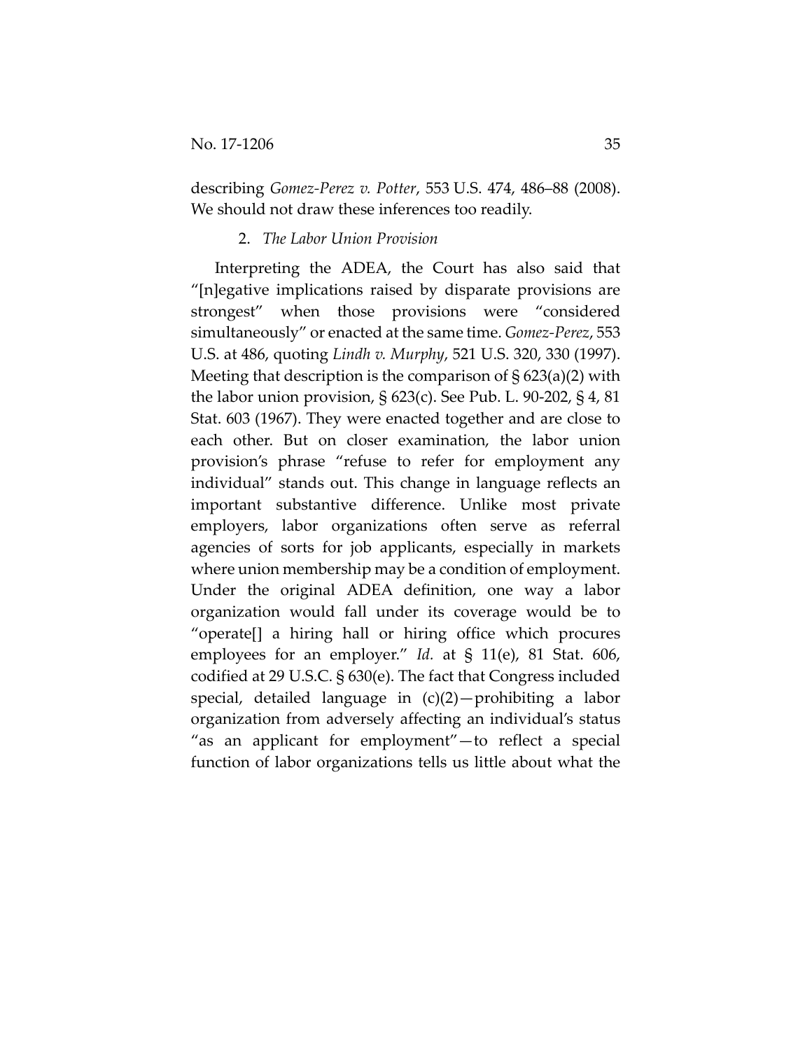describing *Gomez-Perez v. Potter*, 553 U.S. 474, 486–88 (2008). We should not draw these inferences too readily.

2. *The Labor Union Provision*

Interpreting the ADEA, the Court has also said that "[n]egative implications raised by disparate provisions are strongest" when those provisions were "considered simultaneously" or enacted at the same time. *Gomez-Perez*, 553 U.S. at 486, quoting *Lindh v. Murphy*, 521 U.S. 320, 330 (1997). Meeting that description is the comparison of § 623(a)(2) with the labor union provision, § 623(c). See Pub. L. 90-202, § 4, 81 Stat. 603 (1967). They were enacted together and are close to each other. But on closer examination, the labor union provision's phrase "refuse to refer for employment any individual" stands out. This change in language reflects an important substantive difference. Unlike most private employers, labor organizations often serve as referral agencies of sorts for job applicants, especially in markets where union membership may be a condition of employment. Under the original ADEA definition, one way a labor organization would fall under its coverage would be to "operate[] a hiring hall or hiring office which procures employees for an employer." *Id.* at § 11(e), 81 Stat. 606, codified at 29 U.S.C. § 630(e). The fact that Congress included special, detailed language in (c)(2)—prohibiting a labor organization from adversely affecting an individual's status "as an applicant for employment"—to reflect a special function of labor organizations tells us little about what the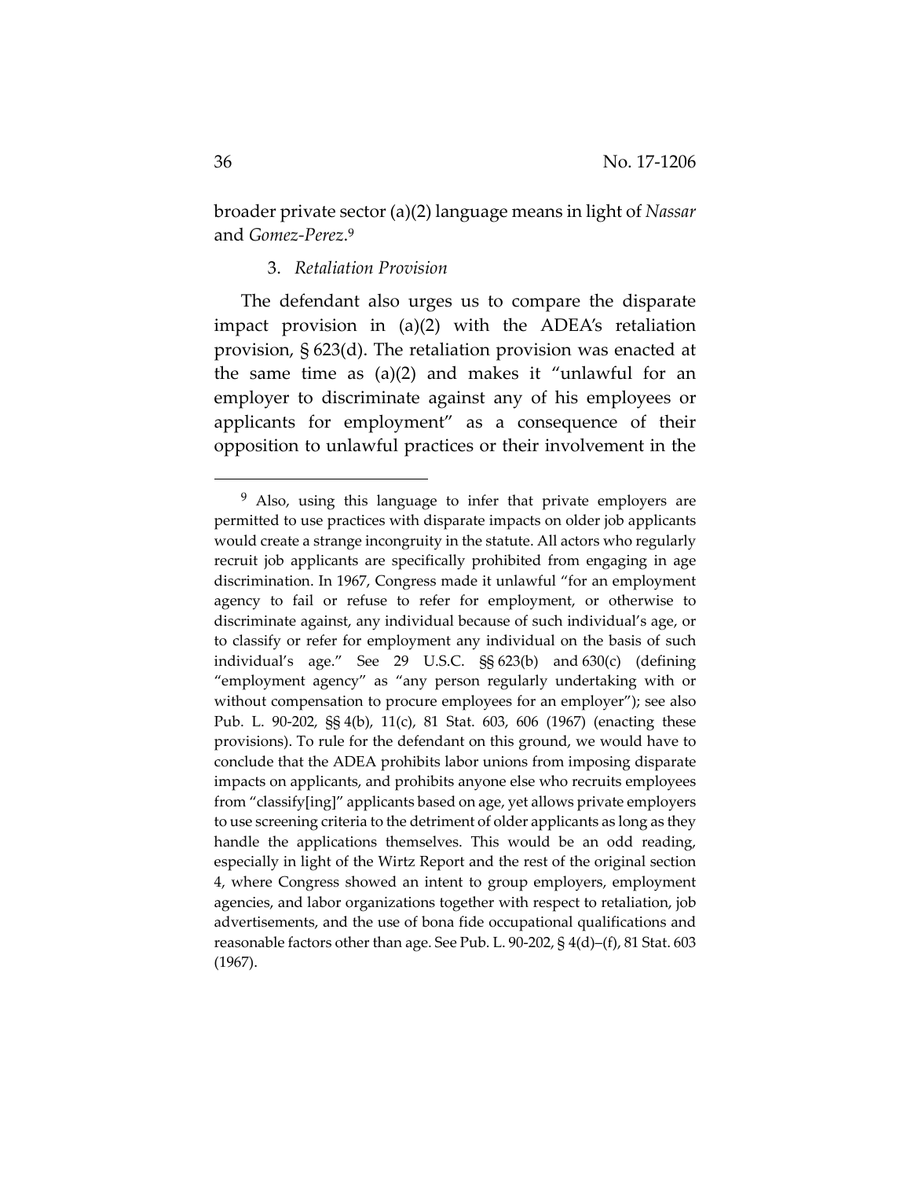broader private sector (a)(2) language means in light of *Nassar* and *Gomez-Perez*.[9]

### 3. *Retaliation Provision*

The defendant also urges us to compare the disparate impact provision in (a)(2) with the ADEA's retaliation provision, § 623(d). The retaliation provision was enacted at the same time as (a)(2) and makes it "unlawful for an employer to discriminate against any of his employees or applicants for employment" as a consequence of their opposition to unlawful practices or their involvement in the

---

[9] Also, using this language to infer that private employers are permitted to use practices with disparate impacts on older job applicants would create a strange incongruity in the statute. All actors who regularly recruit job applicants are specifically prohibited from engaging in age discrimination. In 1967, Congress made it unlawful "for an employment agency to fail or refuse to refer for employment, or otherwise to discriminate against, any individual because of such individual's age, or to classify or refer for employment any individual on the basis of such individual's age." See 29 U.S.C. §§ 623(b) and 630(c) (defining "employment agency" as "any person regularly undertaking with or without compensation to procure employees for an employer"); see also Pub. L. 90-202, §§ 4(b), 11(c), 81 Stat. 603, 606 (1967) (enacting these provisions). To rule for the defendant on this ground, we would have to conclude that the ADEA prohibits labor unions from imposing disparate impacts on applicants, and prohibits anyone else who recruits employees from "classify[ing]" applicants based on age, yet allows private employers to use screening criteria to the detriment of older applicants as long as they handle the applications themselves. This would be an odd reading, especially in light of the Wirtz Report and the rest of the original section 4, where Congress showed an intent to group employers, employment agencies, and labor organizations together with respect to retaliation, job advertisements, and the use of bona fide occupational qualifications and reasonable factors other than age. See Pub. L. 90-202, § 4(d)–(f), 81 Stat. 603 (1967).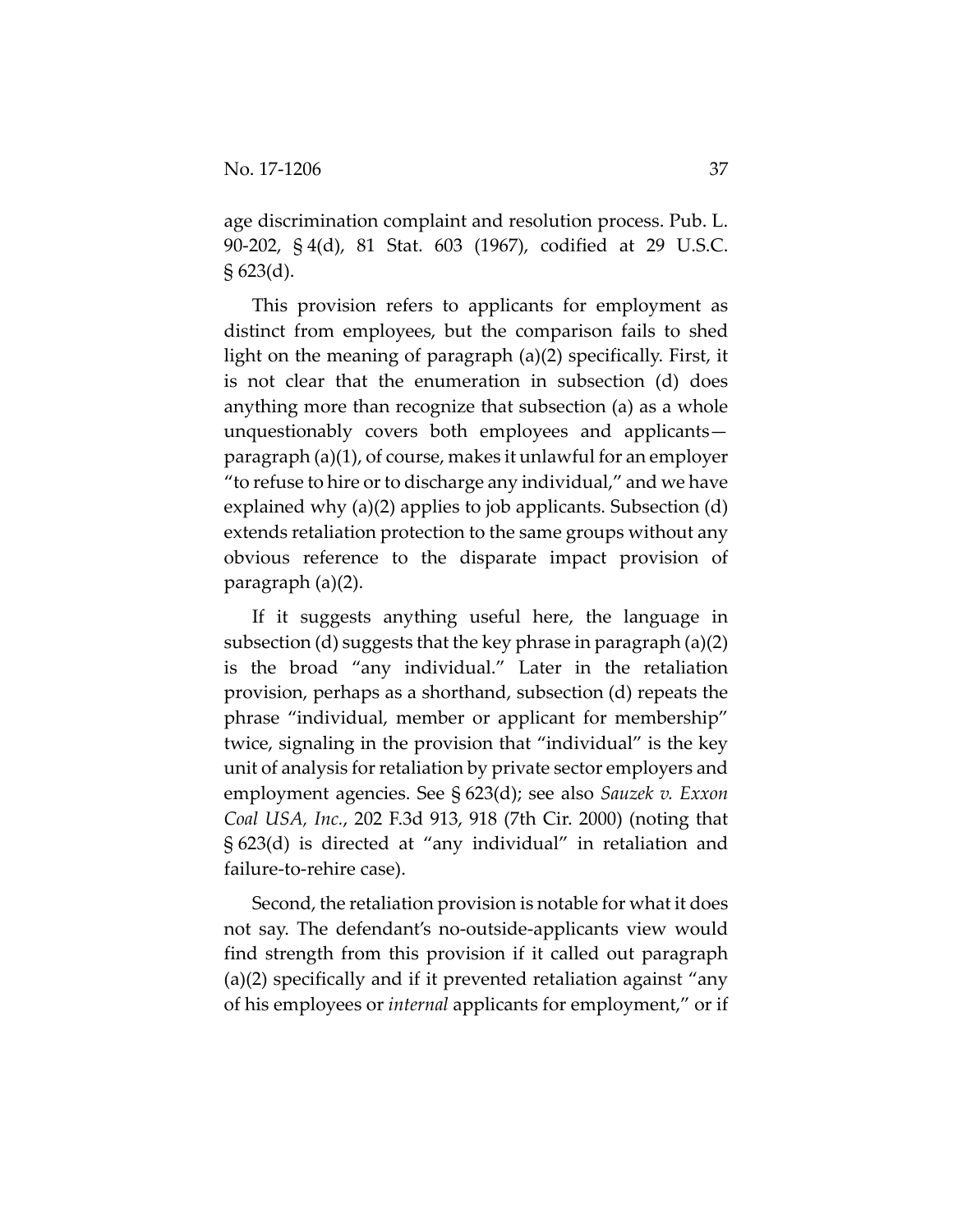age discrimination complaint and resolution process. Pub. L. 90-202, § 4(d), 81 Stat. 603 (1967), codified at 29 U.S.C. § 623(d).

This provision refers to applicants for employment as distinct from employees, but the comparison fails to shed light on the meaning of paragraph (a)(2) specifically. First, it is not clear that the enumeration in subsection (d) does anything more than recognize that subsection (a) as a whole unquestionably covers both employees and applicants—paragraph (a)(1), of course, makes it unlawful for an employer "to refuse to hire or to discharge any individual," and we have explained why (a)(2) applies to job applicants. Subsection (d) extends retaliation protection to the same groups without any obvious reference to the disparate impact provision of paragraph (a)(2).

If it suggests anything useful here, the language in subsection (d) suggests that the key phrase in paragraph (a)(2) is the broad "any individual." Later in the retaliation provision, perhaps as a shorthand, subsection (d) repeats the phrase "individual, member or applicant for membership" twice, signaling in the provision that "individual" is the key unit of analysis for retaliation by private sector employers and employment agencies. See § 623(d); see also *Sauzek v. Exxon Coal USA, Inc.*, 202 F.3d 913, 918 (7th Cir. 2000) (noting that § 623(d) is directed at "any individual" in retaliation and failure-to-rehire case).

Second, the retaliation provision is notable for what it does not say. The defendant's no-outside-applicants view would find strength from this provision if it called out paragraph (a)(2) specifically and if it prevented retaliation against "any of his employees or *internal* applicants for employment," or if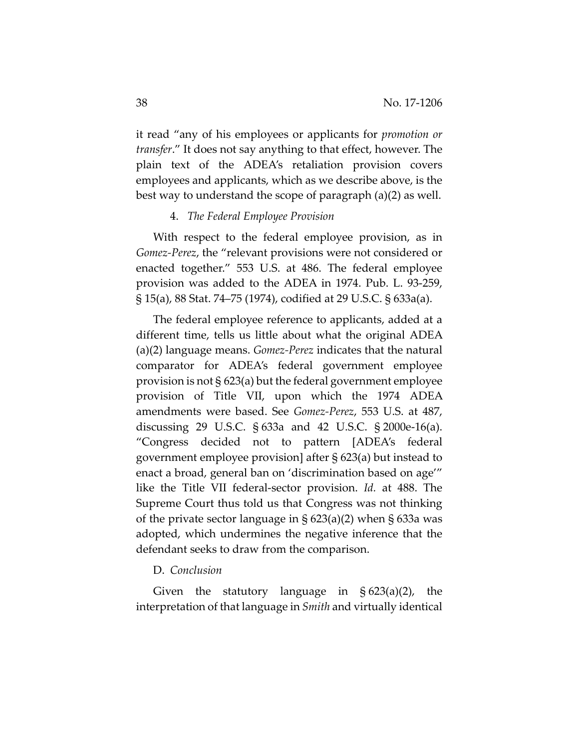it read "any of his employees or applicants for *promotion or transfer*." It does not say anything to that effect, however. The plain text of the ADEA's retaliation provision covers employees and applicants, which as we describe above, is the best way to understand the scope of paragraph (a)(2) as well.

### 4. *The Federal Employee Provision*

With respect to the federal employee provision, as in *Gomez-Perez*, the "relevant provisions were not considered or enacted together." 553 U.S. at 486. The federal employee provision was added to the ADEA in 1974. Pub. L. 93-259, § 15(a), 88 Stat. 74–75 (1974), codified at 29 U.S.C. § 633a(a).

The federal employee reference to applicants, added at a different time, tells us little about what the original ADEA (a)(2) language means. *Gomez-Perez* indicates that the natural comparator for ADEA's federal government employee provision is not § 623(a) but the federal government employee provision of Title VII, upon which the 1974 ADEA amendments were based. See *Gomez-Perez*, 553 U.S. at 487, discussing 29 U.S.C. § 633a and 42 U.S.C. § 2000e-16(a). "Congress decided not to pattern [ADEA's federal government employee provision] after § 623(a) but instead to enact a broad, general ban on 'discrimination based on age'" like the Title VII federal-sector provision. *Id.* at 488. The Supreme Court thus told us that Congress was not thinking of the private sector language in § 623(a)(2) when § 633a was adopted, which undermines the negative inference that the defendant seeks to draw from the comparison.

## D. *Conclusion*

Given the statutory language in § 623(a)(2), the interpretation of that language in *Smith* and virtually identical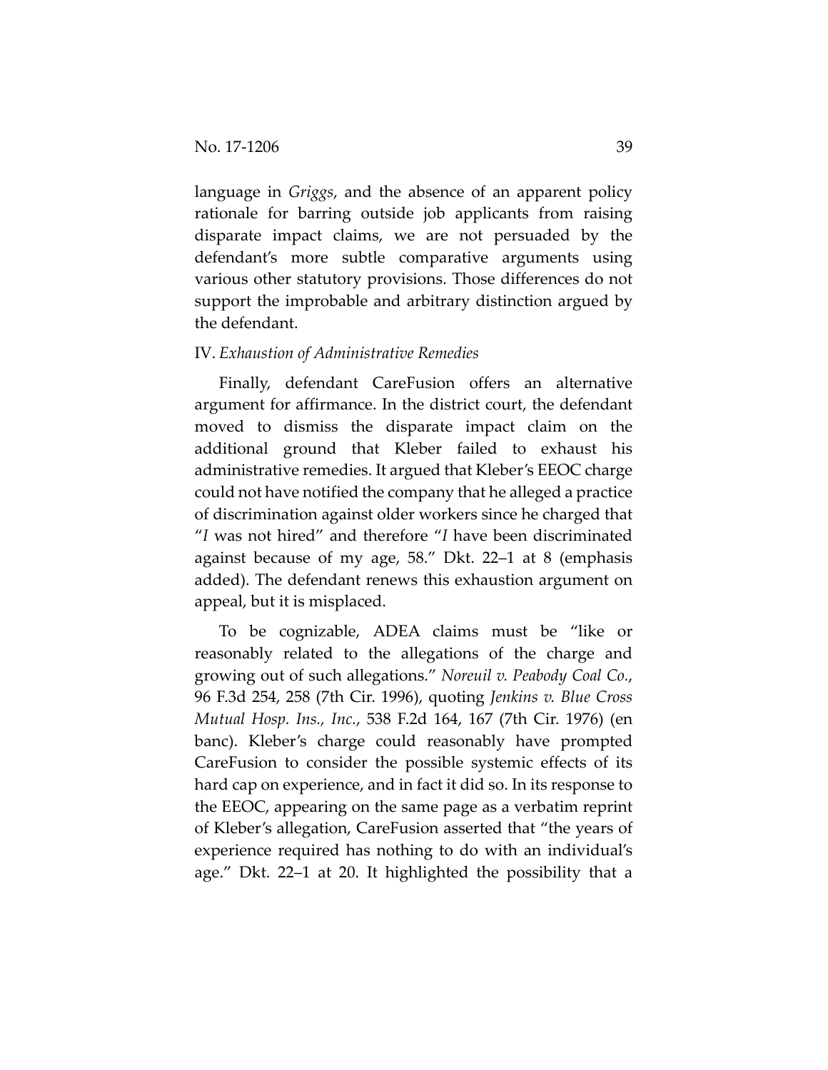language in *Griggs*, and the absence of an apparent policy rationale for barring outside job applicants from raising disparate impact claims, we are not persuaded by the defendant's more subtle comparative arguments using various other statutory provisions. Those differences do not support the improbable and arbitrary distinction argued by the defendant.

IV. *Exhaustion of Administrative Remedies*

Finally, defendant CareFusion offers an alternative argument for affirmance. In the district court, the defendant moved to dismiss the disparate impact claim on the additional ground that Kleber failed to exhaust his administrative remedies. It argued that Kleber's EEOC charge could not have notified the company that he alleged a practice of discrimination against older workers since he charged that "*I* was not hired" and therefore "*I* have been discriminated against because of my age, 58." Dkt. 22–1 at 8 (emphasis added). The defendant renews this exhaustion argument on appeal, but it is misplaced.

To be cognizable, ADEA claims must be "like or reasonably related to the allegations of the charge and growing out of such allegations." *Noreuil v. Peabody Coal Co.*, 96 F.3d 254, 258 (7th Cir. 1996), quoting *Jenkins v. Blue Cross Mutual Hosp. Ins., Inc.*, 538 F.2d 164, 167 (7th Cir. 1976) (en banc). Kleber's charge could reasonably have prompted CareFusion to consider the possible systemic effects of its hard cap on experience, and in fact it did so. In its response to the EEOC, appearing on the same page as a verbatim reprint of Kleber's allegation, CareFusion asserted that "the years of experience required has nothing to do with an individual's age." Dkt. 22–1 at 20. It highlighted the possibility that a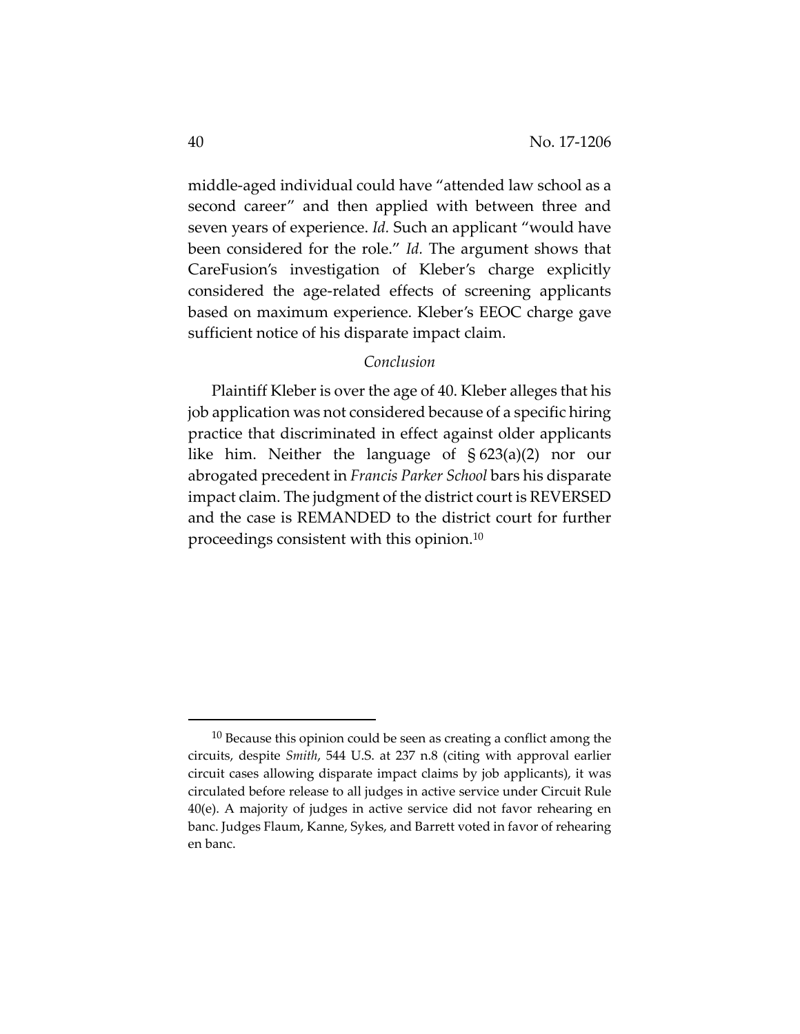middle-aged individual could have "attended law school as a second career" and then applied with between three and seven years of experience. *Id.* Such an applicant "would have been considered for the role." *Id.* The argument shows that CareFusion's investigation of Kleber's charge explicitly considered the age-related effects of screening applicants based on maximum experience. Kleber's EEOC charge gave sufficient notice of his disparate impact claim.

### *Conclusion*

Plaintiff Kleber is over the age of 40. Kleber alleges that his job application was not considered because of a specific hiring practice that discriminated in effect against older applicants like him. Neither the language of § 623(a)(2) nor our abrogated precedent in *Francis Parker School* bars his disparate impact claim. The judgment of the district court is REVERSED and the case is REMANDED to the district court for further proceedings consistent with this opinion.[10]

---

[10] Because this opinion could be seen as creating a conflict among the circuits, despite *Smith*, 544 U.S. at 237 n.8 (citing with approval earlier circuit cases allowing disparate impact claims by job applicants), it was circulated before release to all judges in active service under Circuit Rule 40(e). A majority of judges in active service did not favor rehearing en banc. Judges Flaum, Kanne, Sykes, and Barrett voted in favor of rehearing en banc.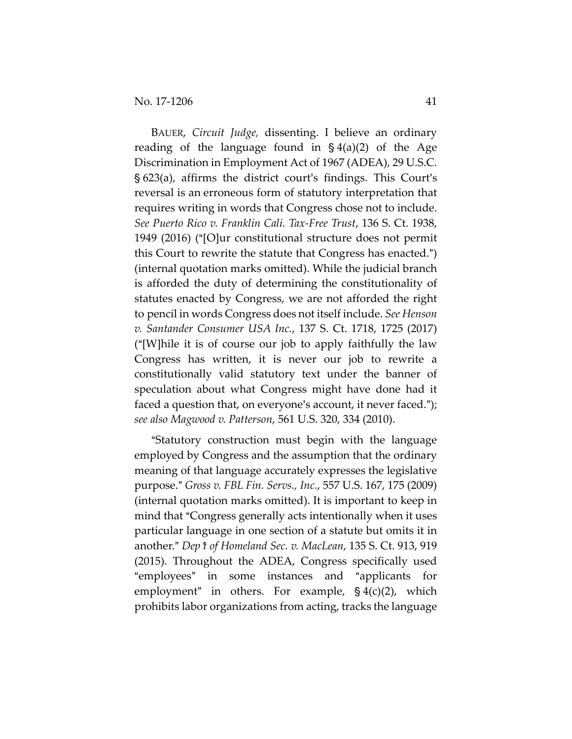BAUER, *Circuit Judge*, dissenting. I believe an ordinary reading of the language found in § 4(a)(2) of the Age Discrimination in Employment Act of 1967 (ADEA), 29 U.S.C. § 623(a), affirms the district court's findings. This Court's reversal is an erroneous form of statutory interpretation that requires writing in words that Congress chose not to include. *See Puerto Rico v. Franklin Cali. Tax-Free Trust*, 136 S. Ct. 1938, 1949 (2016) ("[O]ur constitutional structure does not permit this Court to rewrite the statute that Congress has enacted.") (internal quotation marks omitted). While the judicial branch is afforded the duty of determining the constitutionality of statutes enacted by Congress, we are not afforded the right to pencil in words Congress does not itself include. *See Henson v. Santander Consumer USA Inc.*, 137 S. Ct. 1718, 1725 (2017) ("[W]hile it is of course our job to apply faithfully the law Congress has written, it is never our job to rewrite a constitutionally valid statutory text under the banner of speculation about what Congress might have done had it faced a question that, on everyone's account, it never faced."); *see also Magwood v. Patterson*, 561 U.S. 320, 334 (2010).

"Statutory construction must begin with the language employed by Congress and the assumption that the ordinary meaning of that language accurately expresses the legislative purpose." *Gross v. FBL Fin. Servs., Inc.*, 557 U.S. 167, 175 (2009) (internal quotation marks omitted). It is important to keep in mind that "Congress generally acts intentionally when it uses particular language in one section of a statute but omits it in another." *Dep't of Homeland Sec. v. MacLean*, 135 S. Ct. 913, 919 (2015). Throughout the ADEA, Congress specifically used "employees" in some instances and "applicants for employment" in others. For example, § 4(c)(2), which prohibits labor organizations from acting, tracks the language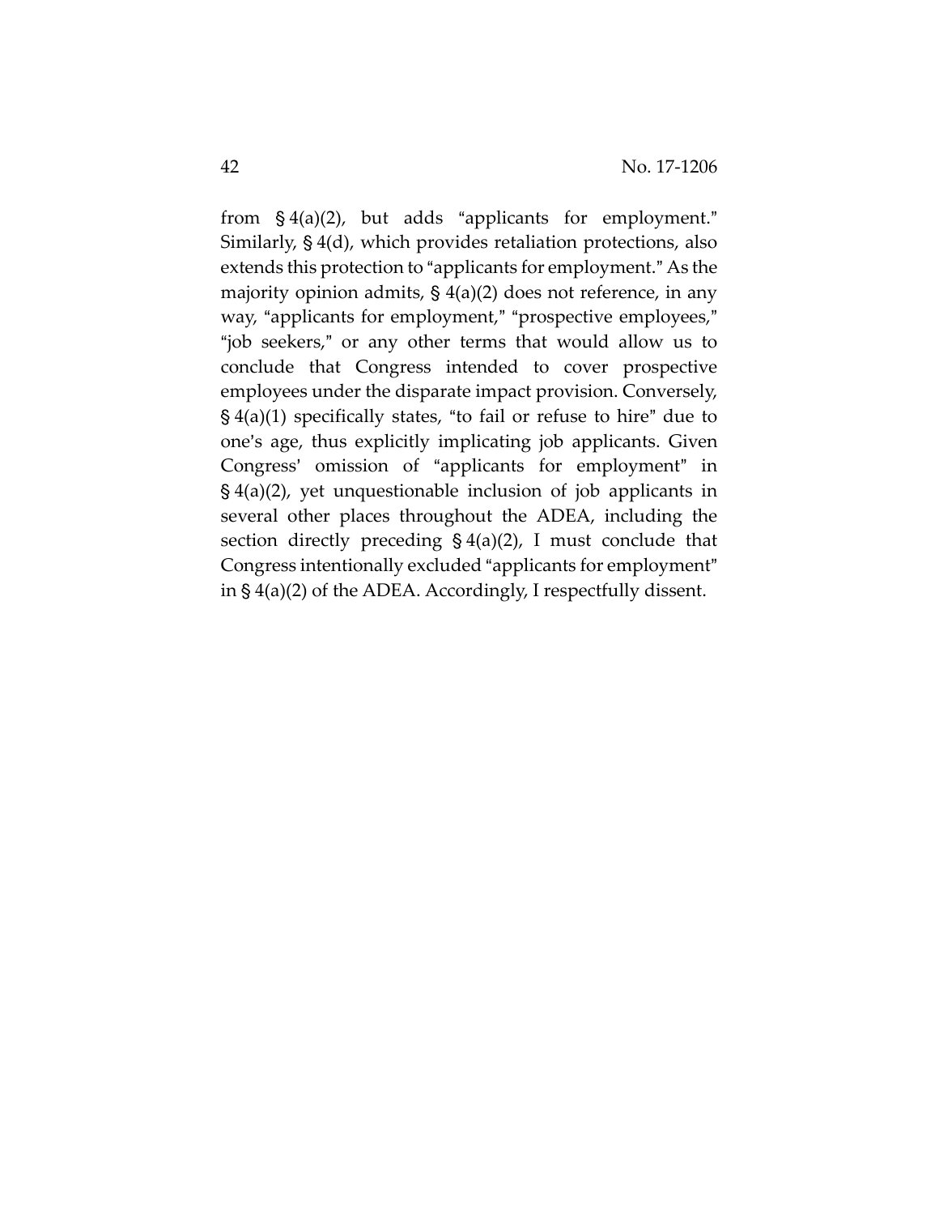from § 4(a)(2), but adds "applicants for employment." Similarly, § 4(d), which provides retaliation protections, also extends this protection to "applicants for employment." As the majority opinion admits, § 4(a)(2) does not reference, in any way, "applicants for employment," "prospective employees," "job seekers," or any other terms that would allow us to conclude that Congress intended to cover prospective employees under the disparate impact provision. Conversely, § 4(a)(1) specifically states, "to fail or refuse to hire" due to one's age, thus explicitly implicating job applicants. Given Congress' omission of "applicants for employment" in § 4(a)(2), yet unquestionable inclusion of job applicants in several other places throughout the ADEA, including the section directly preceding § 4(a)(2), I must conclude that Congress intentionally excluded "applicants for employment" in § 4(a)(2) of the ADEA. Accordingly, I respectfully dissent.